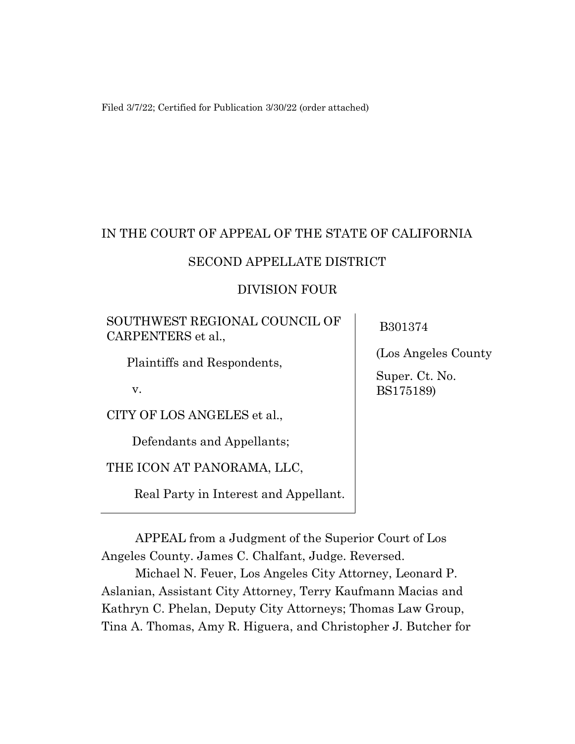Filed 3/7/22; Certified for Publication 3/30/22 (order attached)

IN THE COURT OF APPEAL OF THE STATE OF CALIFORNIA

SECOND APPELLATE DISTRICT

DIVISION FOUR

| | |
|---|---|
| SOUTHWEST REGIONAL COUNCIL OF CARPENTERS et al.,<br><br>Plaintiffs and Respondents,<br><br>v.<br><br>CITY OF LOS ANGELES et al.,<br><br>Defendants and Appellants;<br><br>THE ICON AT PANORAMA, LLC,<br><br>Real Party in Interest and Appellant. | B301374<br><br>(Los Angeles County<br><br>Super. Ct. No. BS175189) |

APPEAL from a Judgment of the Superior Court of Los Angeles County. James C. Chalfant, Judge. Reversed.

Michael N. Feuer, Los Angeles City Attorney, Leonard P. Aslanian, Assistant City Attorney, Terry Kaufmann Macias and Kathryn C. Phelan, Deputy City Attorneys; Thomas Law Group, Tina A. Thomas, Amy R. Higuera, and Christopher J. Butcher for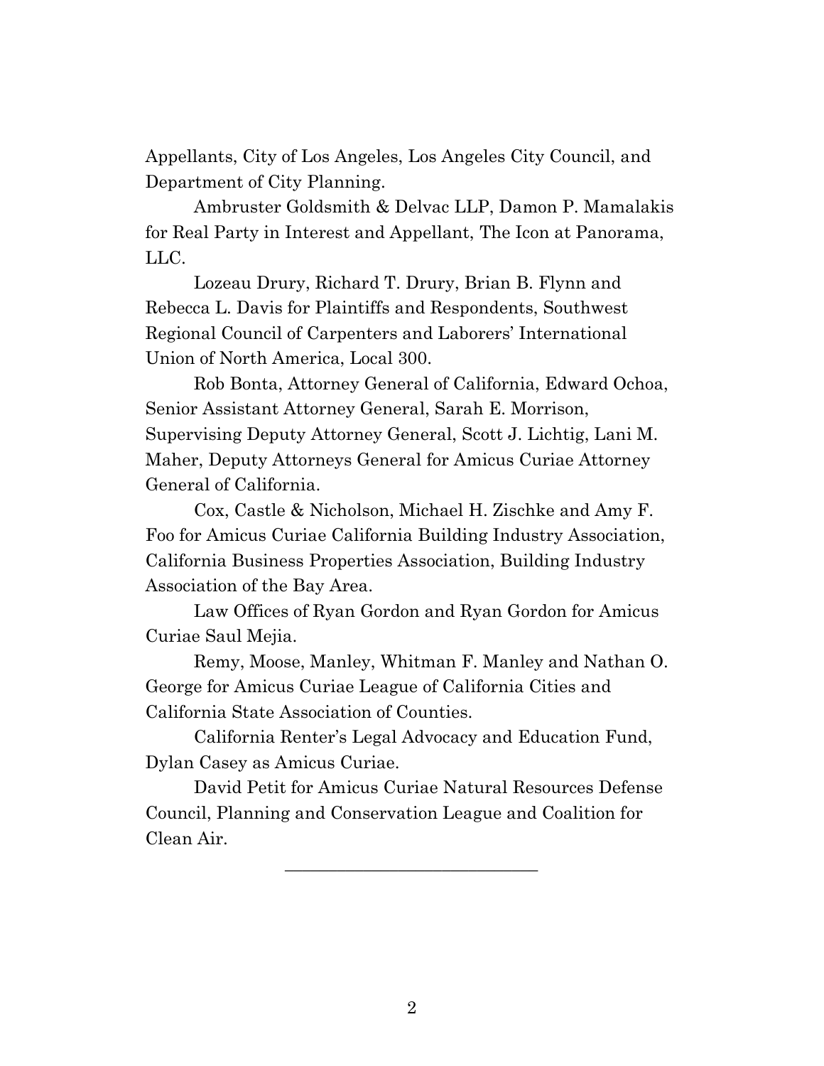Appellants, City of Los Angeles, Los Angeles City Council, and Department of City Planning.

Ambruster Goldsmith & Delvac LLP, Damon P. Mamalakis for Real Party in Interest and Appellant, The Icon at Panorama, LLC.

Lozeau Drury, Richard T. Drury, Brian B. Flynn and Rebecca L. Davis for Plaintiffs and Respondents, Southwest Regional Council of Carpenters and Laborers' International Union of North America, Local 300.

Rob Bonta, Attorney General of California, Edward Ochoa, Senior Assistant Attorney General, Sarah E. Morrison, Supervising Deputy Attorney General, Scott J. Lichtig, Lani M. Maher, Deputy Attorneys General for Amicus Curiae Attorney General of California.

Cox, Castle & Nicholson, Michael H. Zischke and Amy F. Foo for Amicus Curiae California Building Industry Association, California Business Properties Association, Building Industry Association of the Bay Area.

Law Offices of Ryan Gordon and Ryan Gordon for Amicus Curiae Saul Mejia.

Remy, Moose, Manley, Whitman F. Manley and Nathan O. George for Amicus Curiae League of California Cities and California State Association of Counties.

California Renter's Legal Advocacy and Education Fund, Dylan Casey as Amicus Curiae.

David Petit for Amicus Curiae Natural Resources Defense Council, Planning and Conservation League and Coalition for Clean Air.

---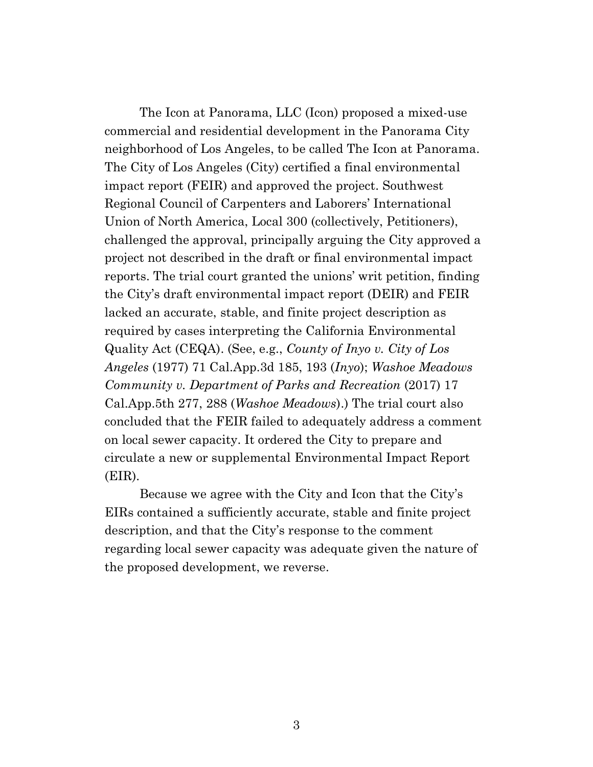The Icon at Panorama, LLC (Icon) proposed a mixed-use commercial and residential development in the Panorama City neighborhood of Los Angeles, to be called The Icon at Panorama. The City of Los Angeles (City) certified a final environmental impact report (FEIR) and approved the project. Southwest Regional Council of Carpenters and Laborers' International Union of North America, Local 300 (collectively, Petitioners), challenged the approval, principally arguing the City approved a project not described in the draft or final environmental impact reports. The trial court granted the unions' writ petition, finding the City's draft environmental impact report (DEIR) and FEIR lacked an accurate, stable, and finite project description as required by cases interpreting the California Environmental Quality Act (CEQA). (See, e.g., *County of Inyo v. City of Los Angeles* (1977) 71 Cal.App.3d 185, 193 (*Inyo*); *Washoe Meadows Community v. Department of Parks and Recreation* (2017) 17 Cal.App.5th 277, 288 (*Washoe Meadows*).) The trial court also concluded that the FEIR failed to adequately address a comment on local sewer capacity. It ordered the City to prepare and circulate a new or supplemental Environmental Impact Report (EIR).

Because we agree with the City and Icon that the City's EIRs contained a sufficiently accurate, stable and finite project description, and that the City's response to the comment regarding local sewer capacity was adequate given the nature of the proposed development, we reverse.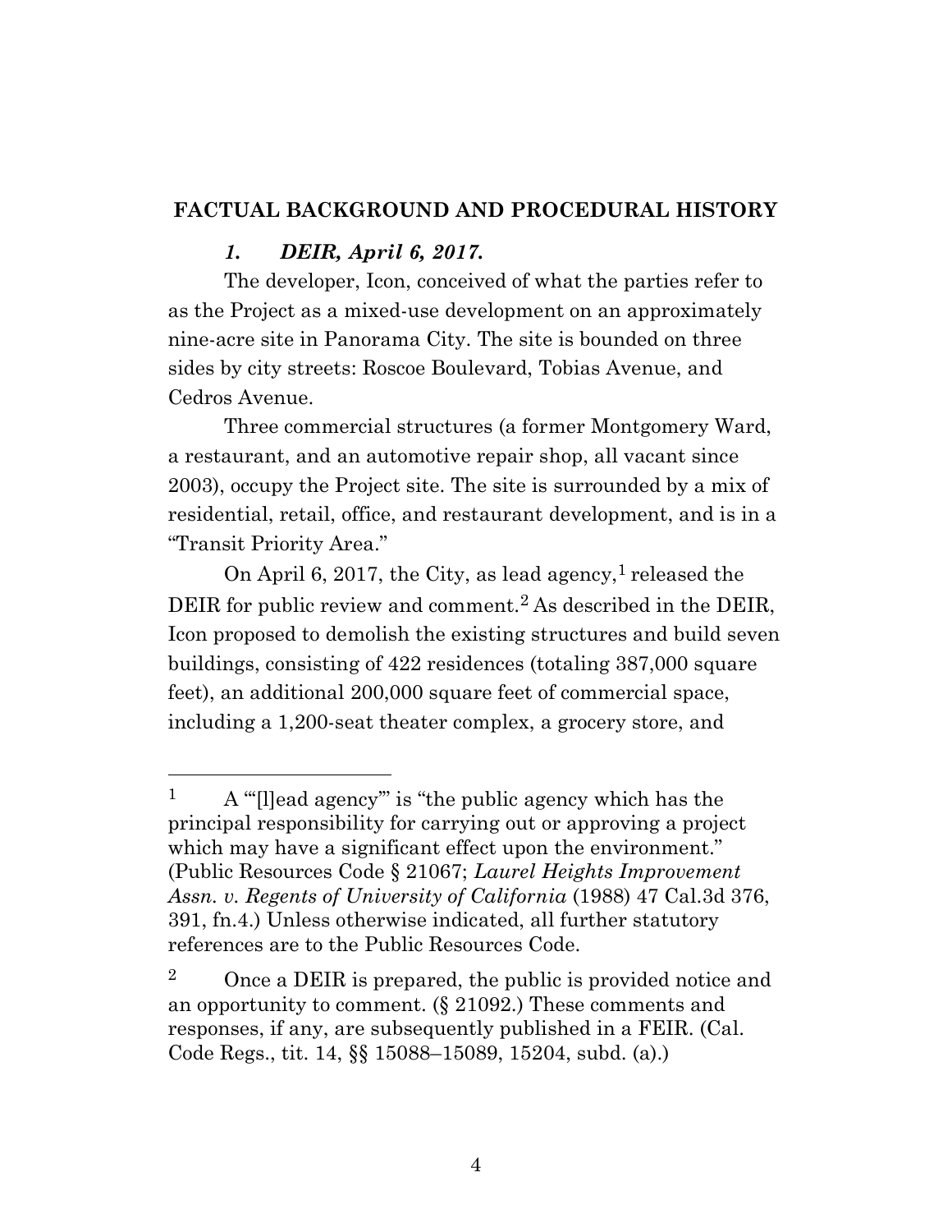## FACTUAL BACKGROUND AND PROCEDURAL HISTORY

### *1. DEIR, April 6, 2017.*

The developer, Icon, conceived of what the parties refer to as the Project as a mixed-use development on an approximately nine-acre site in Panorama City. The site is bounded on three sides by city streets: Roscoe Boulevard, Tobias Avenue, and Cedros Avenue.

Three commercial structures (a former Montgomery Ward, a restaurant, and an automotive repair shop, all vacant since 2003), occupy the Project site. The site is surrounded by a mix of residential, retail, office, and restaurant development, and is in a "Transit Priority Area."

On April 6, 2017, the City, as lead agency,[1] released the DEIR for public review and comment.[2] As described in the DEIR, Icon proposed to demolish the existing structures and build seven buildings, consisting of 422 residences (totaling 387,000 square feet), an additional 200,000 square feet of commercial space, including a 1,200-seat theater complex, a grocery store, and

---

[1] A "'[l]ead agency'" is "the public agency which has the principal responsibility for carrying out or approving a project which may have a significant effect upon the environment." (Public Resources Code § 21067; *Laurel Heights Improvement Assn. v. Regents of University of California* (1988) 47 Cal.3d 376, 391, fn.4.) Unless otherwise indicated, all further statutory references are to the Public Resources Code.

[2] Once a DEIR is prepared, the public is provided notice and an opportunity to comment. (§ 21092.) These comments and responses, if any, are subsequently published in a FEIR. (Cal. Code Regs., tit. 14, §§ 15088–15089, 15204, subd. (a).)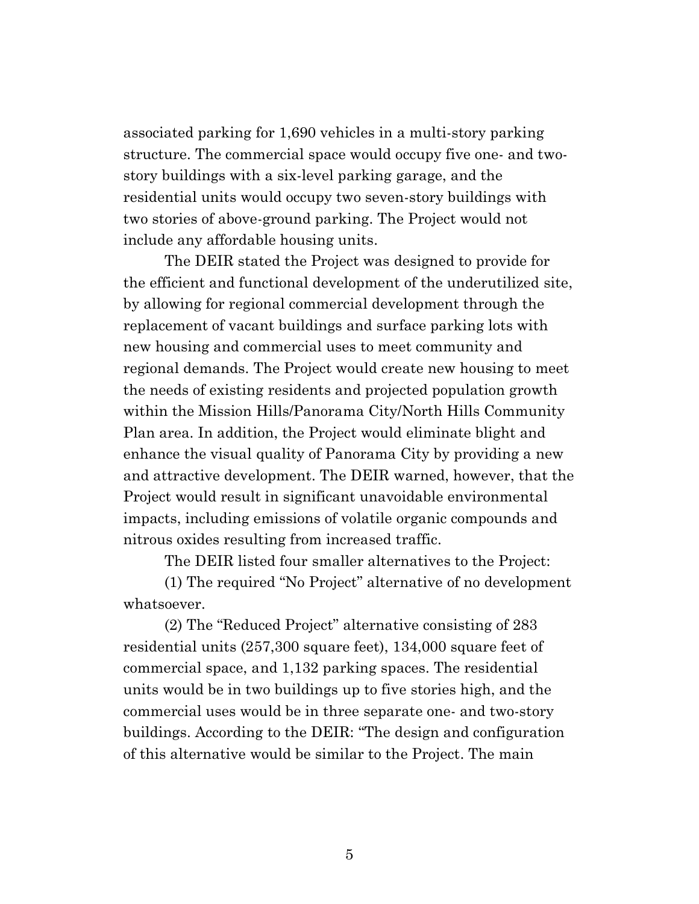associated parking for 1,690 vehicles in a multi-story parking structure. The commercial space would occupy five one- and two-story buildings with a six-level parking garage, and the residential units would occupy two seven-story buildings with two stories of above-ground parking. The Project would not include any affordable housing units.

The DEIR stated the Project was designed to provide for the efficient and functional development of the underutilized site, by allowing for regional commercial development through the replacement of vacant buildings and surface parking lots with new housing and commercial uses to meet community and regional demands. The Project would create new housing to meet the needs of existing residents and projected population growth within the Mission Hills/Panorama City/North Hills Community Plan area. In addition, the Project would eliminate blight and enhance the visual quality of Panorama City by providing a new and attractive development. The DEIR warned, however, that the Project would result in significant unavoidable environmental impacts, including emissions of volatile organic compounds and nitrous oxides resulting from increased traffic.

The DEIR listed four smaller alternatives to the Project:

(1) The required "No Project" alternative of no development whatsoever.

(2) The "Reduced Project" alternative consisting of 283 residential units (257,300 square feet), 134,000 square feet of commercial space, and 1,132 parking spaces. The residential units would be in two buildings up to five stories high, and the commercial uses would be in three separate one- and two-story buildings. According to the DEIR: "The design and configuration of this alternative would be similar to the Project. The main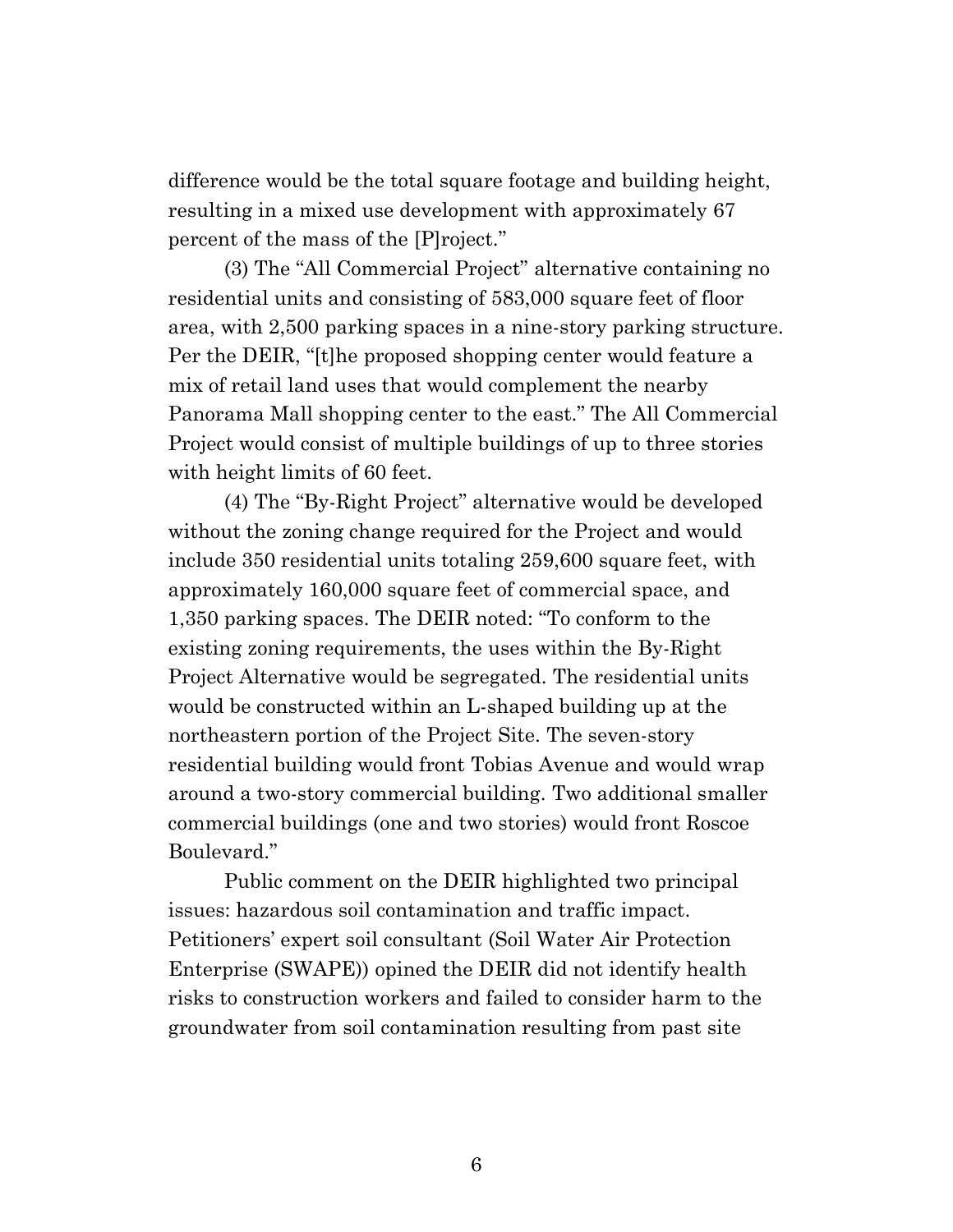difference would be the total square footage and building height, resulting in a mixed use development with approximately 67 percent of the mass of the [P]roject."

(3) The "All Commercial Project" alternative containing no residential units and consisting of 583,000 square feet of floor area, with 2,500 parking spaces in a nine-story parking structure. Per the DEIR, "[t]he proposed shopping center would feature a mix of retail land uses that would complement the nearby Panorama Mall shopping center to the east." The All Commercial Project would consist of multiple buildings of up to three stories with height limits of 60 feet.

(4) The "By-Right Project" alternative would be developed without the zoning change required for the Project and would include 350 residential units totaling 259,600 square feet, with approximately 160,000 square feet of commercial space, and 1,350 parking spaces. The DEIR noted: "To conform to the existing zoning requirements, the uses within the By-Right Project Alternative would be segregated. The residential units would be constructed within an L-shaped building up at the northeastern portion of the Project Site. The seven-story residential building would front Tobias Avenue and would wrap around a two-story commercial building. Two additional smaller commercial buildings (one and two stories) would front Roscoe Boulevard."

Public comment on the DEIR highlighted two principal issues: hazardous soil contamination and traffic impact. Petitioners' expert soil consultant (Soil Water Air Protection Enterprise (SWAPE)) opined the DEIR did not identify health risks to construction workers and failed to consider harm to the groundwater from soil contamination resulting from past site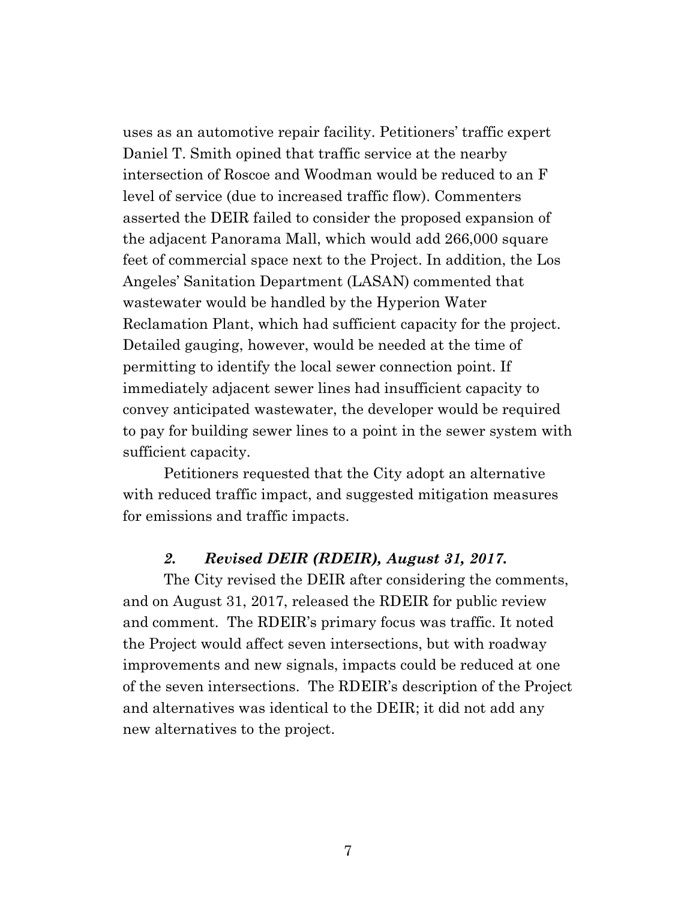uses as an automotive repair facility. Petitioners' traffic expert Daniel T. Smith opined that traffic service at the nearby intersection of Roscoe and Woodman would be reduced to an F level of service (due to increased traffic flow). Commenters asserted the DEIR failed to consider the proposed expansion of the adjacent Panorama Mall, which would add 266,000 square feet of commercial space next to the Project. In addition, the Los Angeles' Sanitation Department (LASAN) commented that wastewater would be handled by the Hyperion Water Reclamation Plant, which had sufficient capacity for the project. Detailed gauging, however, would be needed at the time of permitting to identify the local sewer connection point. If immediately adjacent sewer lines had insufficient capacity to convey anticipated wastewater, the developer would be required to pay for building sewer lines to a point in the sewer system with sufficient capacity.

Petitioners requested that the City adopt an alternative with reduced traffic impact, and suggested mitigation measures for emissions and traffic impacts.

### *2. Revised DEIR (RDEIR), August 31, 2017.*

The City revised the DEIR after considering the comments, and on August 31, 2017, released the RDEIR for public review and comment. The RDEIR's primary focus was traffic. It noted the Project would affect seven intersections, but with roadway improvements and new signals, impacts could be reduced at one of the seven intersections. The RDEIR's description of the Project and alternatives was identical to the DEIR; it did not add any new alternatives to the project.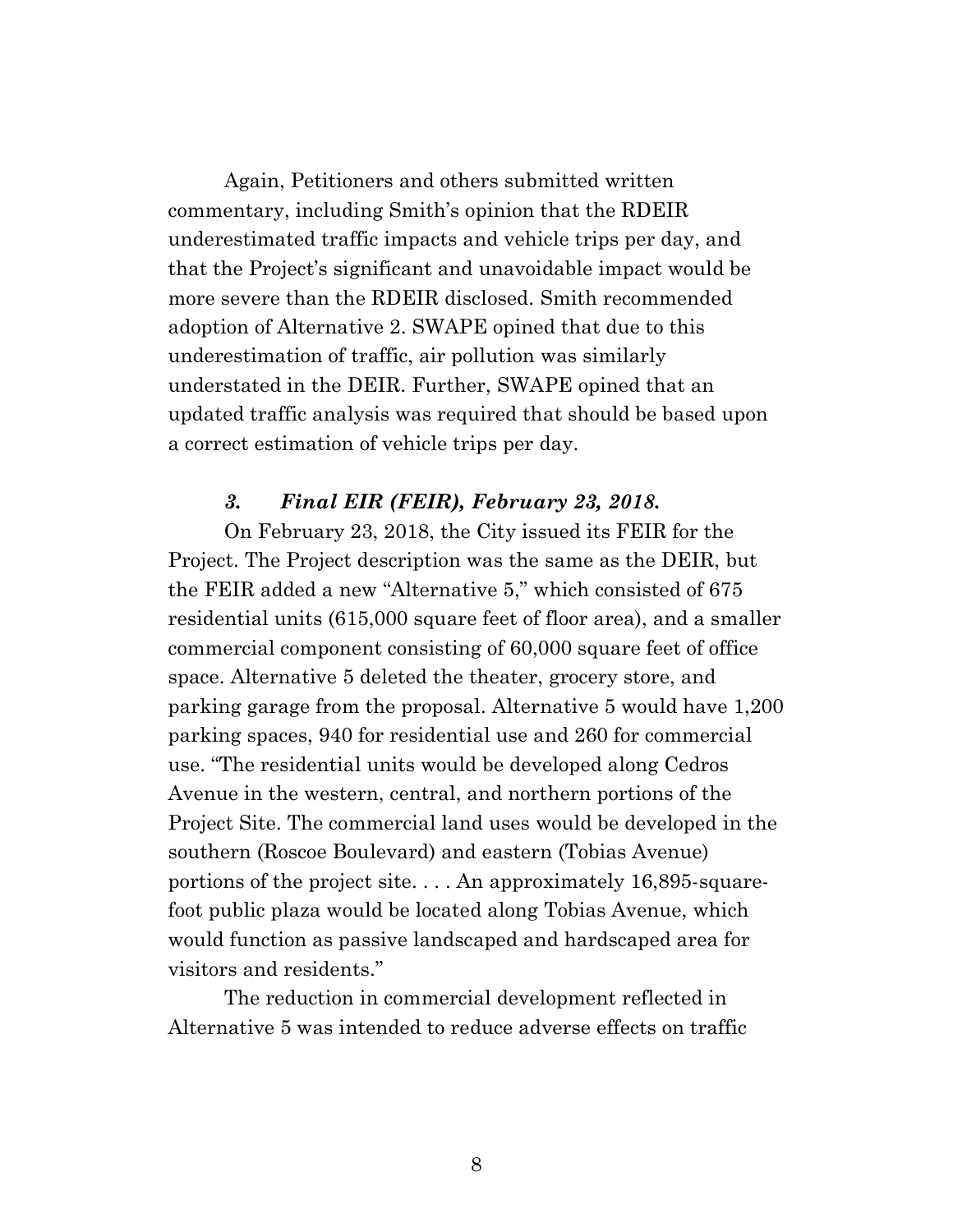Again, Petitioners and others submitted written commentary, including Smith's opinion that the RDEIR underestimated traffic impacts and vehicle trips per day, and that the Project's significant and unavoidable impact would be more severe than the RDEIR disclosed. Smith recommended adoption of Alternative 2. SWAPE opined that due to this underestimation of traffic, air pollution was similarly understated in the DEIR. Further, SWAPE opined that an updated traffic analysis was required that should be based upon a correct estimation of vehicle trips per day.

### *3. Final EIR (FEIR), February 23, 2018.*

On February 23, 2018, the City issued its FEIR for the Project. The Project description was the same as the DEIR, but the FEIR added a new "Alternative 5," which consisted of 675 residential units (615,000 square feet of floor area), and a smaller commercial component consisting of 60,000 square feet of office space. Alternative 5 deleted the theater, grocery store, and parking garage from the proposal. Alternative 5 would have 1,200 parking spaces, 940 for residential use and 260 for commercial use. "The residential units would be developed along Cedros Avenue in the western, central, and northern portions of the Project Site. The commercial land uses would be developed in the southern (Roscoe Boulevard) and eastern (Tobias Avenue) portions of the project site. . . . An approximately 16,895-square-foot public plaza would be located along Tobias Avenue, which would function as passive landscaped and hardscaped area for visitors and residents."

The reduction in commercial development reflected in Alternative 5 was intended to reduce adverse effects on traffic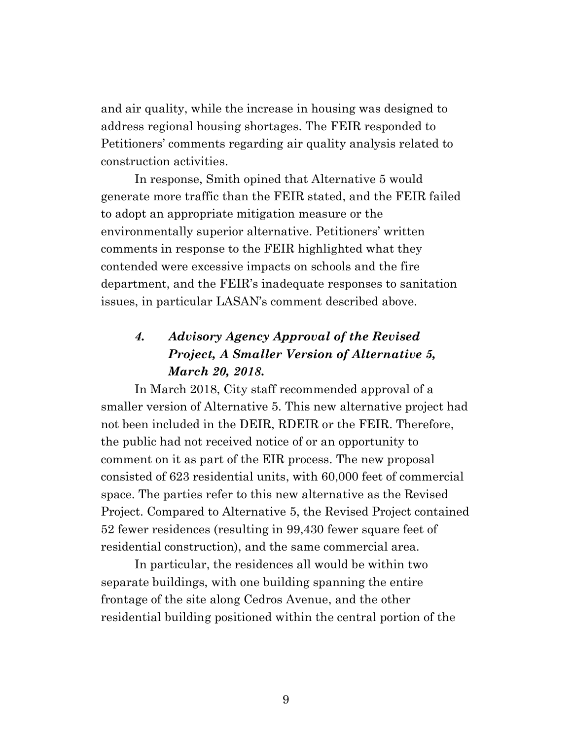and air quality, while the increase in housing was designed to address regional housing shortages. The FEIR responded to Petitioners' comments regarding air quality analysis related to construction activities.

In response, Smith opined that Alternative 5 would generate more traffic than the FEIR stated, and the FEIR failed to adopt an appropriate mitigation measure or the environmentally superior alternative. Petitioners' written comments in response to the FEIR highlighted what they contended were excessive impacts on schools and the fire department, and the FEIR's inadequate responses to sanitation issues, in particular LASAN's comment described above.

### *4. Advisory Agency Approval of the Revised Project, A Smaller Version of Alternative 5, March 20, 2018.*

In March 2018, City staff recommended approval of a smaller version of Alternative 5. This new alternative project had not been included in the DEIR, RDEIR or the FEIR. Therefore, the public had not received notice of or an opportunity to comment on it as part of the EIR process. The new proposal consisted of 623 residential units, with 60,000 feet of commercial space. The parties refer to this new alternative as the Revised Project. Compared to Alternative 5, the Revised Project contained 52 fewer residences (resulting in 99,430 fewer square feet of residential construction), and the same commercial area.

In particular, the residences all would be within two separate buildings, with one building spanning the entire frontage of the site along Cedros Avenue, and the other residential building positioned within the central portion of the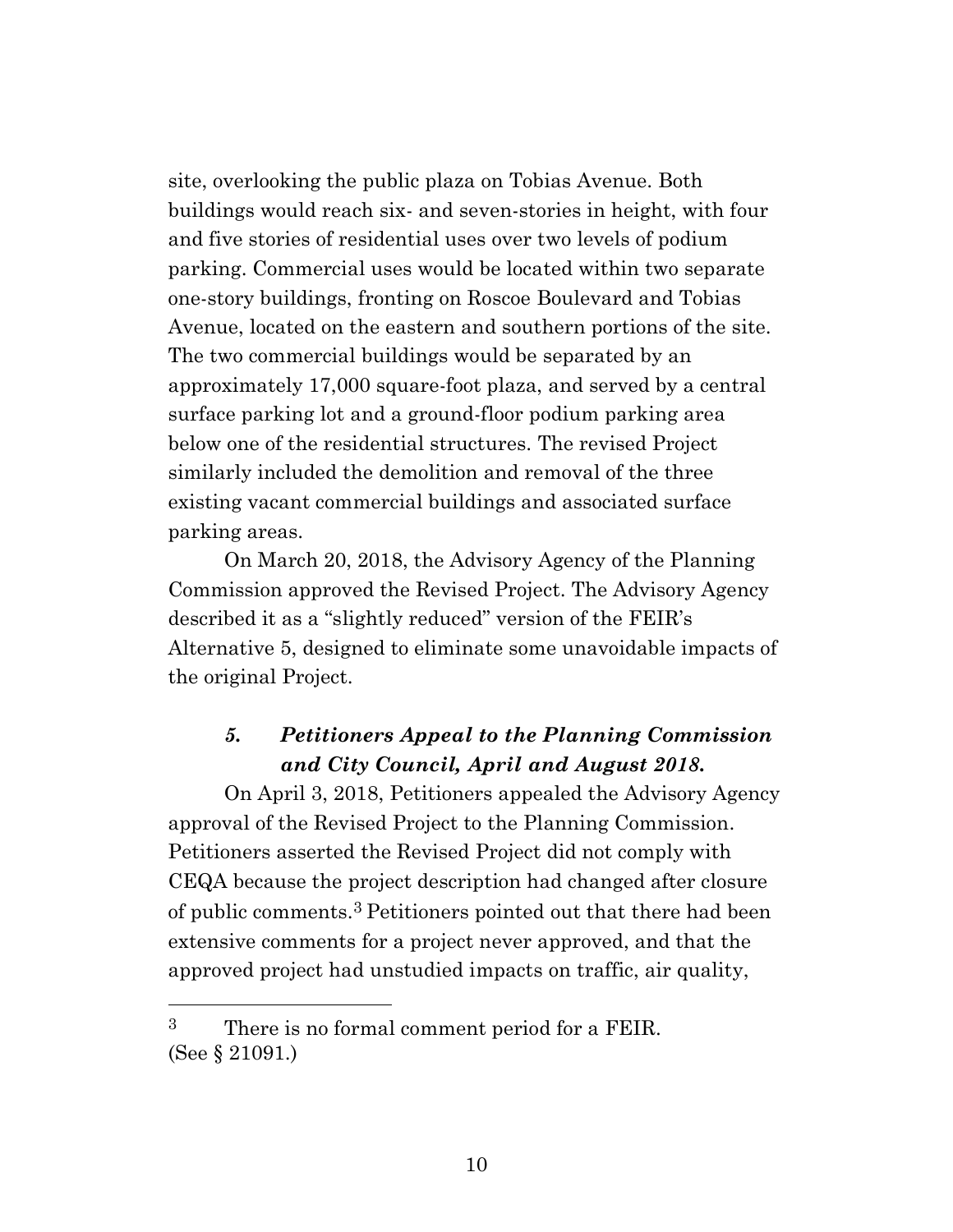site, overlooking the public plaza on Tobias Avenue. Both buildings would reach six- and seven-stories in height, with four and five stories of residential uses over two levels of podium parking. Commercial uses would be located within two separate one-story buildings, fronting on Roscoe Boulevard and Tobias Avenue, located on the eastern and southern portions of the site. The two commercial buildings would be separated by an approximately 17,000 square-foot plaza, and served by a central surface parking lot and a ground-floor podium parking area below one of the residential structures. The revised Project similarly included the demolition and removal of the three existing vacant commercial buildings and associated surface parking areas.

On March 20, 2018, the Advisory Agency of the Planning Commission approved the Revised Project. The Advisory Agency described it as a "slightly reduced" version of the FEIR's Alternative 5, designed to eliminate some unavoidable impacts of the original Project.

### *5. Petitioners Appeal to the Planning Commission and City Council, April and August 2018.*

On April 3, 2018, Petitioners appealed the Advisory Agency approval of the Revised Project to the Planning Commission. Petitioners asserted the Revised Project did not comply with CEQA because the project description had changed after closure of public comments.[3] Petitioners pointed out that there had been extensive comments for a project never approved, and that the approved project had unstudied impacts on traffic, air quality,

---

[3] There is no formal comment period for a FEIR. (See § 21091.)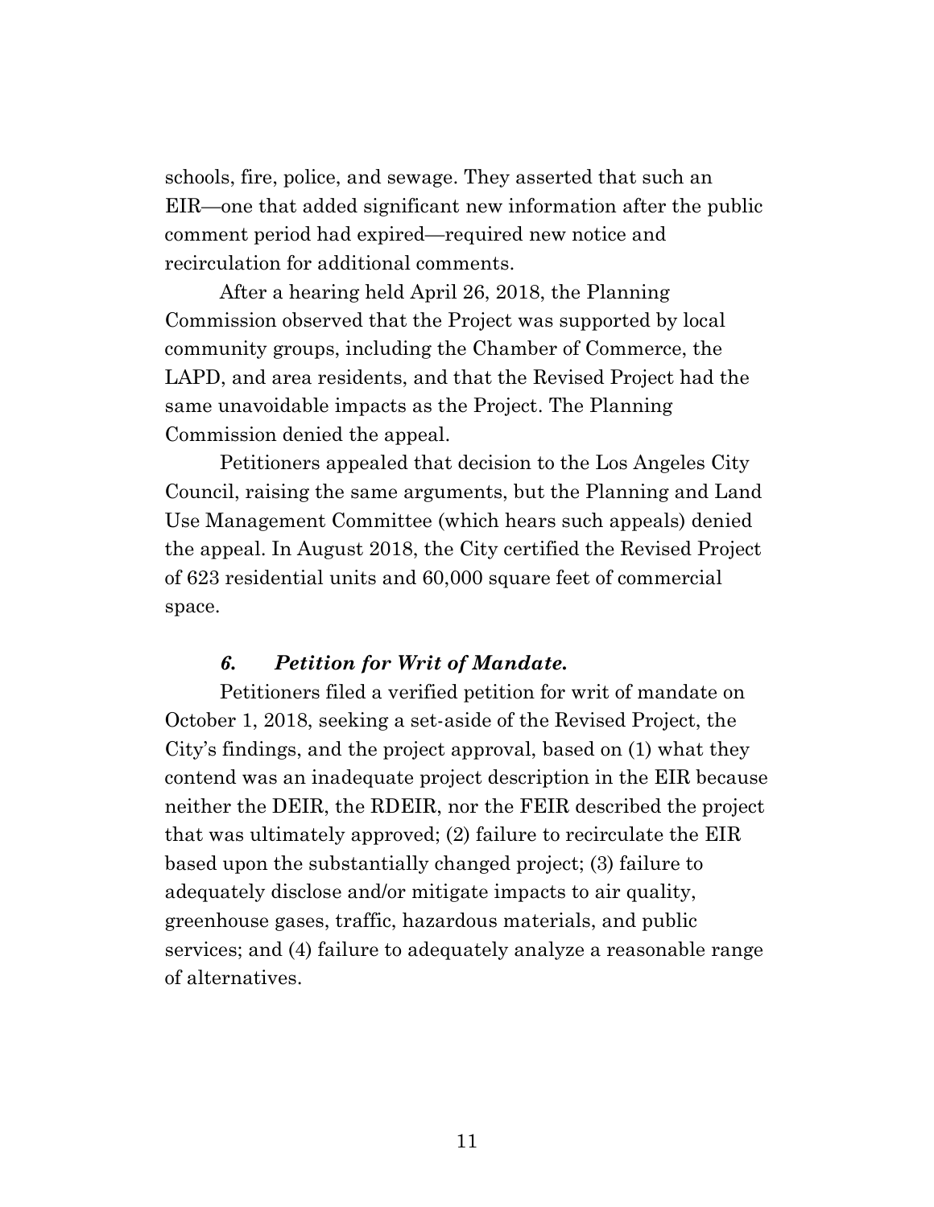schools, fire, police, and sewage. They asserted that such an EIR—one that added significant new information after the public comment period had expired—required new notice and recirculation for additional comments.

After a hearing held April 26, 2018, the Planning Commission observed that the Project was supported by local community groups, including the Chamber of Commerce, the LAPD, and area residents, and that the Revised Project had the same unavoidable impacts as the Project. The Planning Commission denied the appeal.

Petitioners appealed that decision to the Los Angeles City Council, raising the same arguments, but the Planning and Land Use Management Committee (which hears such appeals) denied the appeal. In August 2018, the City certified the Revised Project of 623 residential units and 60,000 square feet of commercial space.

### *6. Petition for Writ of Mandate.*

Petitioners filed a verified petition for writ of mandate on October 1, 2018, seeking a set-aside of the Revised Project, the City's findings, and the project approval, based on (1) what they contend was an inadequate project description in the EIR because neither the DEIR, the RDEIR, nor the FEIR described the project that was ultimately approved; (2) failure to recirculate the EIR based upon the substantially changed project; (3) failure to adequately disclose and/or mitigate impacts to air quality, greenhouse gases, traffic, hazardous materials, and public services; and (4) failure to adequately analyze a reasonable range of alternatives.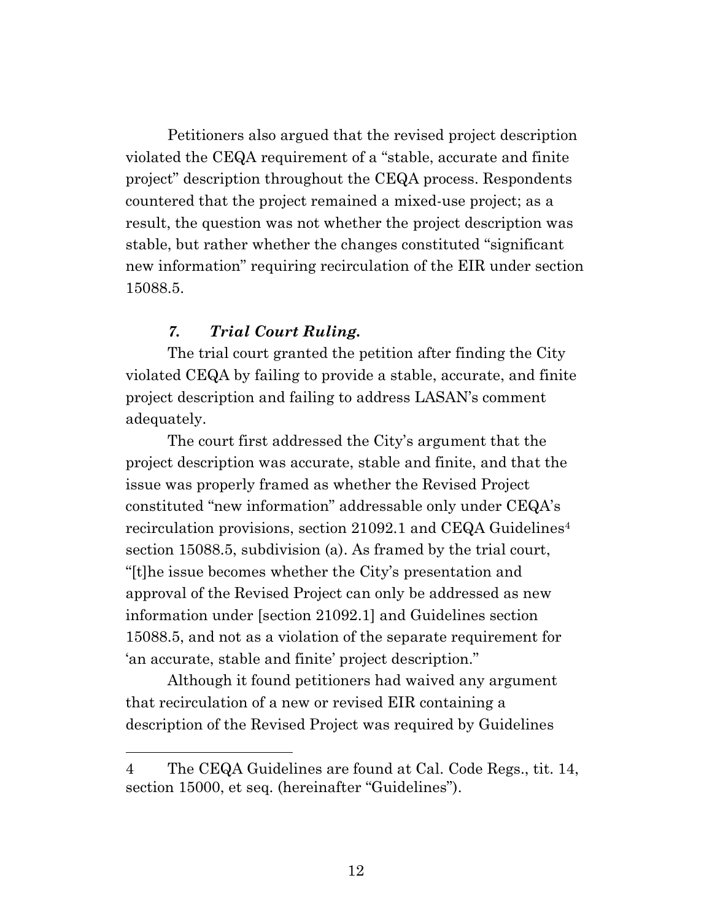Petitioners also argued that the revised project description violated the CEQA requirement of a "stable, accurate and finite project" description throughout the CEQA process. Respondents countered that the project remained a mixed-use project; as a result, the question was not whether the project description was stable, but rather whether the changes constituted "significant new information" requiring recirculation of the EIR under section 15088.5.

### *7. Trial Court Ruling.*

The trial court granted the petition after finding the City violated CEQA by failing to provide a stable, accurate, and finite project description and failing to address LASAN's comment adequately.

The court first addressed the City's argument that the project description was accurate, stable and finite, and that the issue was properly framed as whether the Revised Project constituted "new information" addressable only under CEQA's recirculation provisions, section 21092.1 and CEQA Guidelines[4] section 15088.5, subdivision (a). As framed by the trial court, "[t]he issue becomes whether the City's presentation and approval of the Revised Project can only be addressed as new information under [section 21092.1] and Guidelines section 15088.5, and not as a violation of the separate requirement for 'an accurate, stable and finite' project description."

Although it found petitioners had waived any argument that recirculation of a new or revised EIR containing a description of the Revised Project was required by Guidelines

---

4 The CEQA Guidelines are found at Cal. Code Regs., tit. 14, section 15000, et seq. (hereinafter "Guidelines").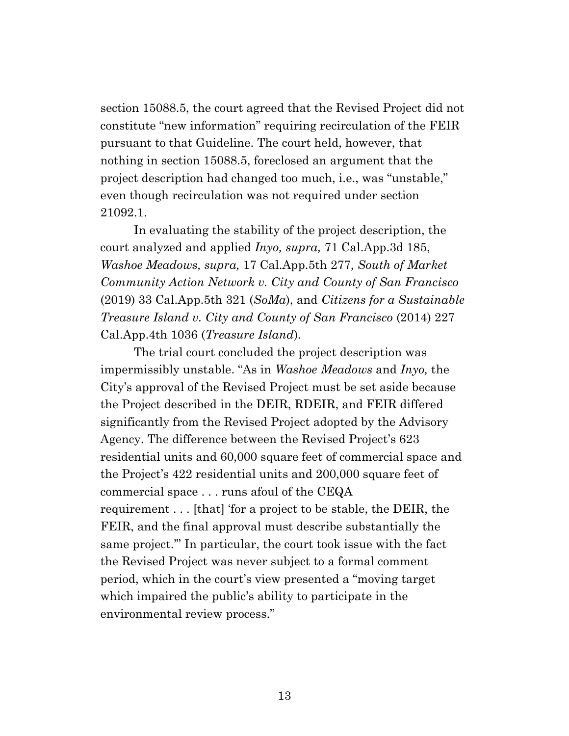section 15088.5, the court agreed that the Revised Project did not constitute "new information" requiring recirculation of the FEIR pursuant to that Guideline. The court held, however, that nothing in section 15088.5, foreclosed an argument that the project description had changed too much, i.e., was "unstable," even though recirculation was not required under section 21092.1.

In evaluating the stability of the project description, the court analyzed and applied *Inyo, supra,* 71 Cal.App.3d 185, *Washoe Meadows, supra,* 17 Cal.App.5th 277*, South of Market Community Action Network v. City and County of San Francisco* (2019) 33 Cal.App.5th 321 (*SoMa*), and *Citizens for a Sustainable Treasure Island v. City and County of San Francisco* (2014) 227 Cal.App.4th 1036 (*Treasure Island*).

The trial court concluded the project description was impermissibly unstable. "As in *Washoe Meadows* and *Inyo,* the City's approval of the Revised Project must be set aside because the Project described in the DEIR, RDEIR, and FEIR differed significantly from the Revised Project adopted by the Advisory Agency. The difference between the Revised Project's 623 residential units and 60,000 square feet of commercial space and the Project's 422 residential units and 200,000 square feet of commercial space . . . runs afoul of the CEQA requirement . . . [that] 'for a project to be stable, the DEIR, the FEIR, and the final approval must describe substantially the same project.'" In particular, the court took issue with the fact the Revised Project was never subject to a formal comment period, which in the court's view presented a "moving target which impaired the public's ability to participate in the environmental review process."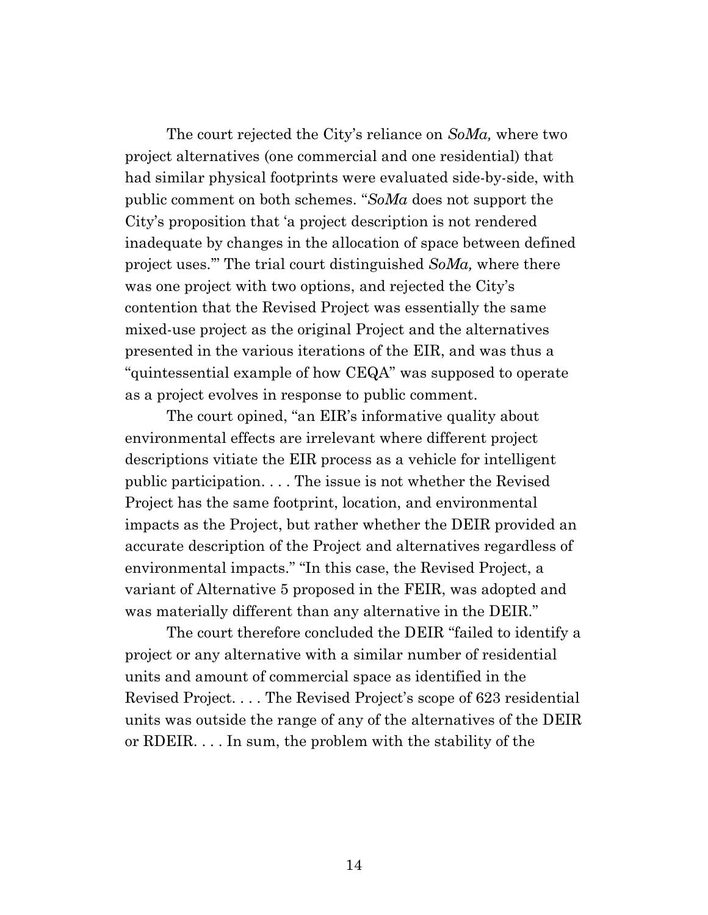The court rejected the City's reliance on *SoMa,* where two project alternatives (one commercial and one residential) that had similar physical footprints were evaluated side-by-side, with public comment on both schemes. "*SoMa* does not support the City's proposition that 'a project description is not rendered inadequate by changes in the allocation of space between defined project uses.'" The trial court distinguished *SoMa,* where there was one project with two options, and rejected the City's contention that the Revised Project was essentially the same mixed-use project as the original Project and the alternatives presented in the various iterations of the EIR, and was thus a "quintessential example of how CEQA" was supposed to operate as a project evolves in response to public comment.

The court opined, "an EIR's informative quality about environmental effects are irrelevant where different project descriptions vitiate the EIR process as a vehicle for intelligent public participation. . . . The issue is not whether the Revised Project has the same footprint, location, and environmental impacts as the Project, but rather whether the DEIR provided an accurate description of the Project and alternatives regardless of environmental impacts." "In this case, the Revised Project, a variant of Alternative 5 proposed in the FEIR, was adopted and was materially different than any alternative in the DEIR."

The court therefore concluded the DEIR "failed to identify a project or any alternative with a similar number of residential units and amount of commercial space as identified in the Revised Project. . . . The Revised Project's scope of 623 residential units was outside the range of any of the alternatives of the DEIR or RDEIR. . . . In sum, the problem with the stability of the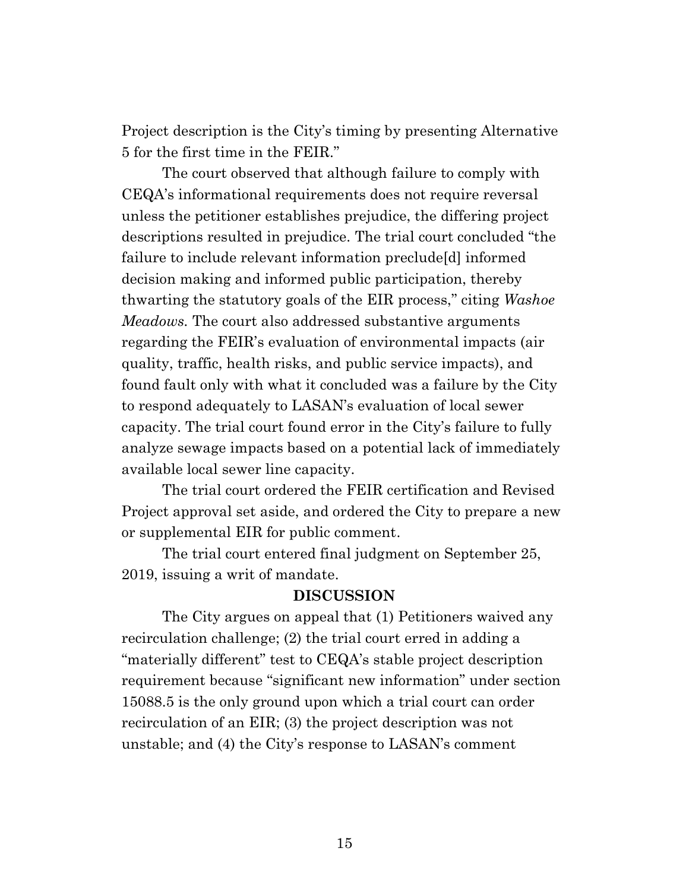Project description is the City's timing by presenting Alternative 5 for the first time in the FEIR."

The court observed that although failure to comply with CEQA's informational requirements does not require reversal unless the petitioner establishes prejudice, the differing project descriptions resulted in prejudice. The trial court concluded "the failure to include relevant information preclude[d] informed decision making and informed public participation, thereby thwarting the statutory goals of the EIR process," citing *Washoe Meadows*. The court also addressed substantive arguments regarding the FEIR's evaluation of environmental impacts (air quality, traffic, health risks, and public service impacts), and found fault only with what it concluded was a failure by the City to respond adequately to LASAN's evaluation of local sewer capacity. The trial court found error in the City's failure to fully analyze sewage impacts based on a potential lack of immediately available local sewer line capacity.

The trial court ordered the FEIR certification and Revised Project approval set aside, and ordered the City to prepare a new or supplemental EIR for public comment.

The trial court entered final judgment on September 25, 2019, issuing a writ of mandate.

## DISCUSSION

The City argues on appeal that (1) Petitioners waived any recirculation challenge; (2) the trial court erred in adding a "materially different" test to CEQA's stable project description requirement because "significant new information" under section 15088.5 is the only ground upon which a trial court can order recirculation of an EIR; (3) the project description was not unstable; and (4) the City's response to LASAN's comment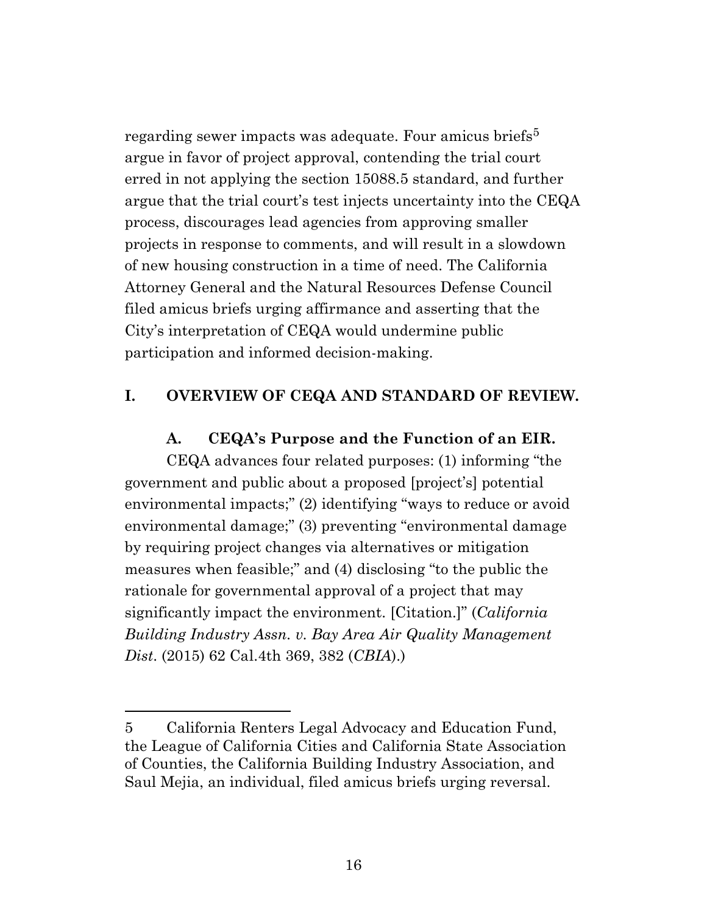regarding sewer impacts was adequate. Four amicus briefs[5] argue in favor of project approval, contending the trial court erred in not applying the section 15088.5 standard, and further argue that the trial court's test injects uncertainty into the CEQA process, discourages lead agencies from approving smaller projects in response to comments, and will result in a slowdown of new housing construction in a time of need. The California Attorney General and the Natural Resources Defense Council filed amicus briefs urging affirmance and asserting that the City's interpretation of CEQA would undermine public participation and informed decision-making.

## I. OVERVIEW OF CEQA AND STANDARD OF REVIEW.

### A. CEQA's Purpose and the Function of an EIR.

CEQA advances four related purposes: (1) informing "the government and public about a proposed [project's] potential environmental impacts;" (2) identifying "ways to reduce or avoid environmental damage;" (3) preventing "environmental damage by requiring project changes via alternatives or mitigation measures when feasible;" and (4) disclosing "to the public the rationale for governmental approval of a project that may significantly impact the environment. [Citation.]" (*California Building Industry Assn. v. Bay Area Air Quality Management Dist*. (2015) 62 Cal.4th 369, 382 (*CBIA*).)

---

5 California Renters Legal Advocacy and Education Fund, the League of California Cities and California State Association of Counties, the California Building Industry Association, and Saul Mejia, an individual, filed amicus briefs urging reversal.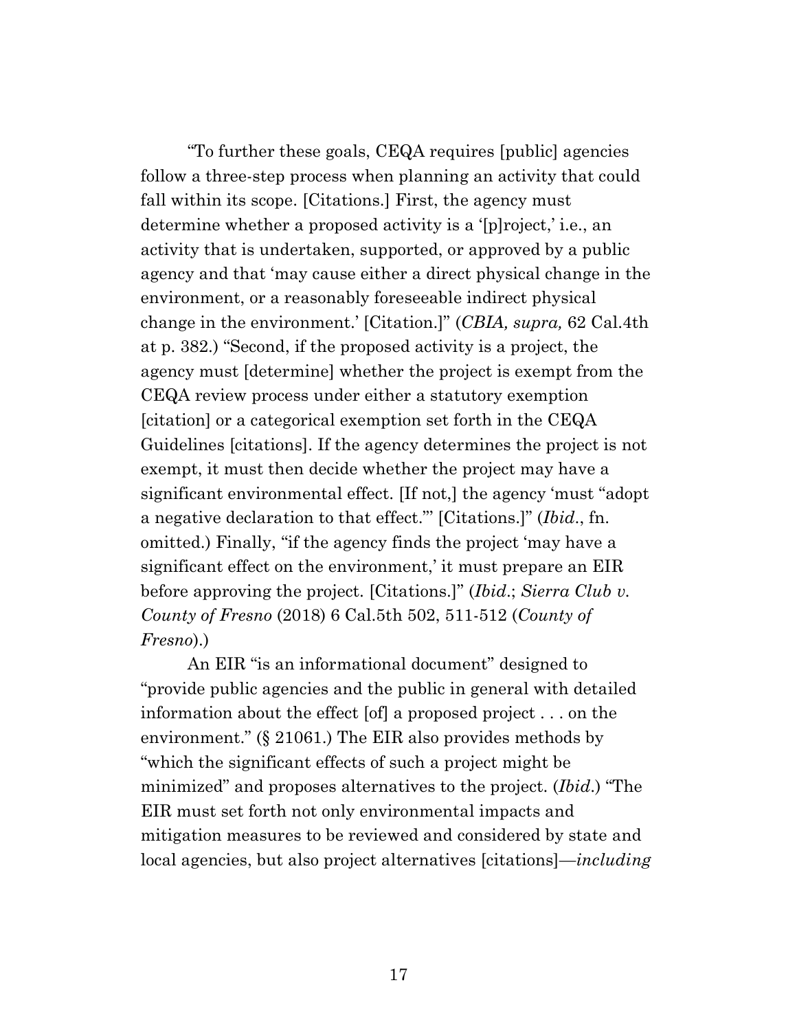"To further these goals, CEQA requires [public] agencies follow a three-step process when planning an activity that could fall within its scope. [Citations.] First, the agency must determine whether a proposed activity is a '[p]roject,' i.e., an activity that is undertaken, supported, or approved by a public agency and that 'may cause either a direct physical change in the environment, or a reasonably foreseeable indirect physical change in the environment.' [Citation.]" (*CBIA, supra,* 62 Cal.4th at p. 382.) "Second, if the proposed activity is a project, the agency must [determine] whether the project is exempt from the CEQA review process under either a statutory exemption [citation] or a categorical exemption set forth in the CEQA Guidelines [citations]. If the agency determines the project is not exempt, it must then decide whether the project may have a significant environmental effect. [If not,] the agency 'must "adopt a negative declaration to that effect."' [Citations.]" (*Ibid*., fn. omitted.) Finally, "if the agency finds the project 'may have a significant effect on the environment,' it must prepare an EIR before approving the project. [Citations.]" (*Ibid*.; *Sierra Club v. County of Fresno* (2018) 6 Cal.5th 502, 511-512 (*County of Fresno*).)

An EIR "is an informational document" designed to "provide public agencies and the public in general with detailed information about the effect [of] a proposed project . . . on the environment." (§ 21061.) The EIR also provides methods by "which the significant effects of such a project might be minimized" and proposes alternatives to the project. (*Ibid*.) "The EIR must set forth not only environmental impacts and mitigation measures to be reviewed and considered by state and local agencies, but also project alternatives [citations]—*including*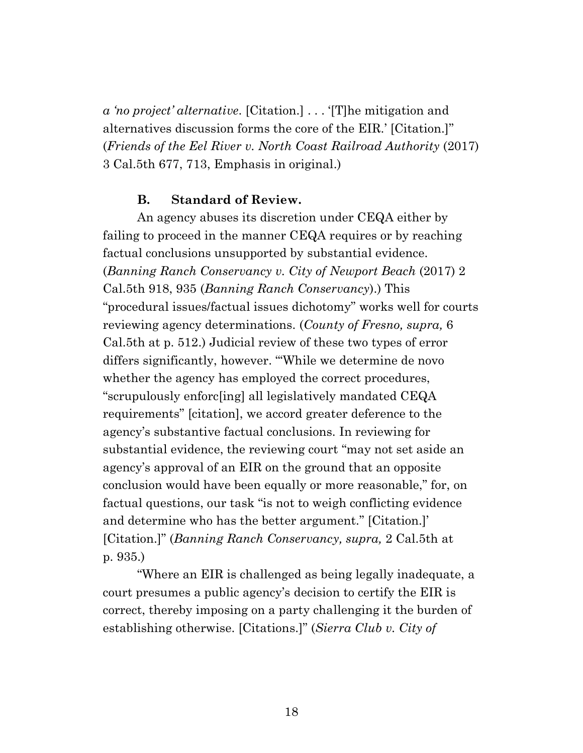*a 'no project' alternative*. [Citation.] . . . '[T]he mitigation and alternatives discussion forms the core of the EIR.' [Citation.]" (*Friends of the Eel River v. North Coast Railroad Authority* (2017) 3 Cal.5th 677, 713, Emphasis in original.)

**B. Standard of Review.**

An agency abuses its discretion under CEQA either by failing to proceed in the manner CEQA requires or by reaching factual conclusions unsupported by substantial evidence. (*Banning Ranch Conservancy v. City of Newport Beach* (2017) 2 Cal.5th 918, 935 (*Banning Ranch Conservancy*).) This "procedural issues/factual issues dichotomy" works well for courts reviewing agency determinations. (*County of Fresno, supra,* 6 Cal.5th at p. 512.) Judicial review of these two types of error differs significantly, however. "'While we determine de novo whether the agency has employed the correct procedures, "scrupulously enforc[ing] all legislatively mandated CEQA requirements" [citation], we accord greater deference to the agency's substantive factual conclusions. In reviewing for substantial evidence, the reviewing court "may not set aside an agency's approval of an EIR on the ground that an opposite conclusion would have been equally or more reasonable," for, on factual questions, our task "is not to weigh conflicting evidence and determine who has the better argument." [Citation.]' [Citation.]" (*Banning Ranch Conservancy, supra,* 2 Cal.5th at p. 935.)

"Where an EIR is challenged as being legally inadequate, a court presumes a public agency's decision to certify the EIR is correct, thereby imposing on a party challenging it the burden of establishing otherwise. [Citations.]" (*Sierra Club v. City of*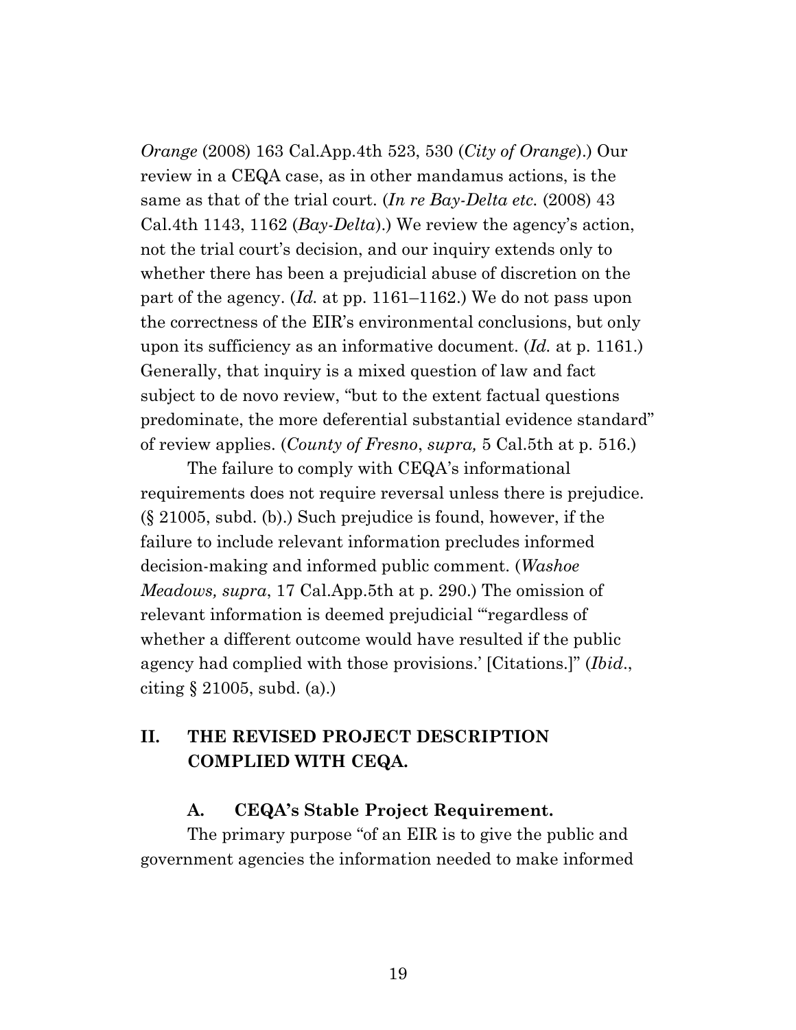*Orange* (2008) 163 Cal.App.4th 523, 530 (*City of Orange*).) Our review in a CEQA case, as in other mandamus actions, is the same as that of the trial court. (*In re Bay-Delta etc.* (2008) 43 Cal.4th 1143, 1162 (*Bay-Delta*).) We review the agency's action, not the trial court's decision, and our inquiry extends only to whether there has been a prejudicial abuse of discretion on the part of the agency. (*Id.* at pp. 1161–1162.) We do not pass upon the correctness of the EIR's environmental conclusions, but only upon its sufficiency as an informative document. (*Id.* at p. 1161.) Generally, that inquiry is a mixed question of law and fact subject to de novo review, "but to the extent factual questions predominate, the more deferential substantial evidence standard" of review applies. (*County of Fresno*, *supra,* 5 Cal.5th at p. 516.)

The failure to comply with CEQA's informational requirements does not require reversal unless there is prejudice. (§ 21005, subd. (b).) Such prejudice is found, however, if the failure to include relevant information precludes informed decision-making and informed public comment. (*Washoe Meadows, supra*, 17 Cal.App.5th at p. 290.) The omission of relevant information is deemed prejudicial "'regardless of whether a different outcome would have resulted if the public agency had complied with those provisions.' [Citations.]" (*Ibid*., citing § 21005, subd. (a).)

## II. THE REVISED PROJECT DESCRIPTION COMPLIED WITH CEQA.

### A. CEQA's Stable Project Requirement.

The primary purpose "of an EIR is to give the public and government agencies the information needed to make informed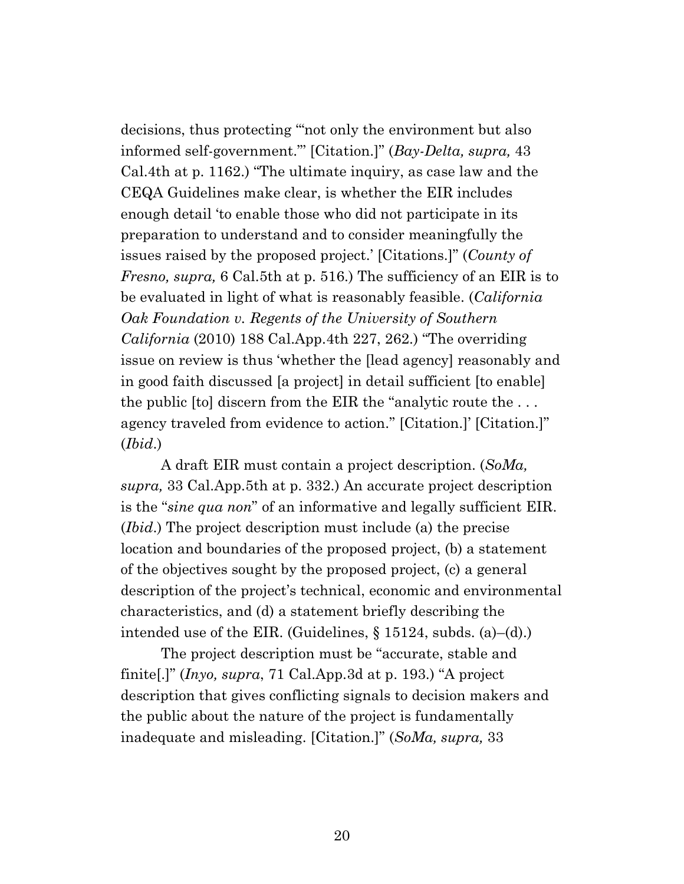decisions, thus protecting "'not only the environment but also informed self-government.'" [Citation.]" (*Bay-Delta, supra,* 43 Cal.4th at p. 1162.) "The ultimate inquiry, as case law and the CEQA Guidelines make clear, is whether the EIR includes enough detail 'to enable those who did not participate in its preparation to understand and to consider meaningfully the issues raised by the proposed project.' [Citations.]" (*County of Fresno, supra,* 6 Cal.5th at p. 516.) The sufficiency of an EIR is to be evaluated in light of what is reasonably feasible. (*California Oak Foundation v. Regents of the University of Southern California* (2010) 188 Cal.App.4th 227, 262.) "The overriding issue on review is thus 'whether the [lead agency] reasonably and in good faith discussed [a project] in detail sufficient [to enable] the public [to] discern from the EIR the "analytic route the . . . agency traveled from evidence to action." [Citation.]' [Citation.]" (*Ibid*.)

A draft EIR must contain a project description. (*SoMa, supra,* 33 Cal.App.5th at p. 332.) An accurate project description is the "*sine qua non*" of an informative and legally sufficient EIR. (*Ibid*.) The project description must include (a) the precise location and boundaries of the proposed project, (b) a statement of the objectives sought by the proposed project, (c) a general description of the project's technical, economic and environmental characteristics, and (d) a statement briefly describing the intended use of the EIR. (Guidelines, § 15124, subds. (a)–(d).)

The project description must be "accurate, stable and finite[.]" (*Inyo, supra*, 71 Cal.App.3d at p. 193.) "A project description that gives conflicting signals to decision makers and the public about the nature of the project is fundamentally inadequate and misleading. [Citation.]" (*SoMa, supra,* 33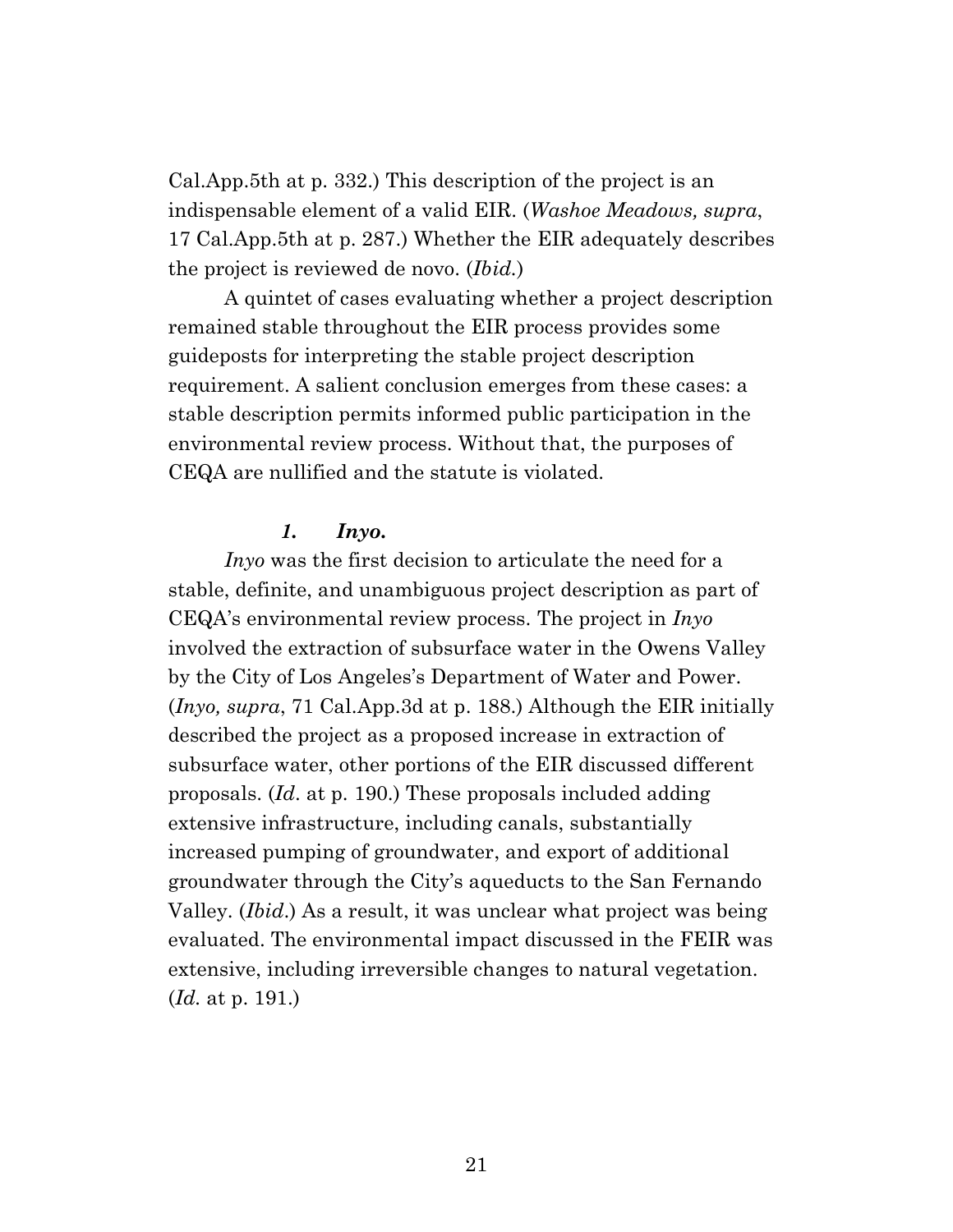Cal.App.5th at p. 332.) This description of the project is an indispensable element of a valid EIR. (*Washoe Meadows, supra*, 17 Cal.App.5th at p. 287.) Whether the EIR adequately describes the project is reviewed de novo. (*Ibid.*)

A quintet of cases evaluating whether a project description remained stable throughout the EIR process provides some guideposts for interpreting the stable project description requirement. A salient conclusion emerges from these cases: a stable description permits informed public participation in the environmental review process. Without that, the purposes of CEQA are nullified and the statute is violated.

### *1. Inyo.*

*Inyo* was the first decision to articulate the need for a stable, definite, and unambiguous project description as part of CEQA's environmental review process. The project in *Inyo* involved the extraction of subsurface water in the Owens Valley by the City of Los Angeles's Department of Water and Power. (*Inyo, supra*, 71 Cal.App.3d at p. 188.) Although the EIR initially described the project as a proposed increase in extraction of subsurface water, other portions of the EIR discussed different proposals. (*Id.* at p. 190.) These proposals included adding extensive infrastructure, including canals, substantially increased pumping of groundwater, and export of additional groundwater through the City's aqueducts to the San Fernando Valley. (*Ibid.*) As a result, it was unclear what project was being evaluated. The environmental impact discussed in the FEIR was extensive, including irreversible changes to natural vegetation. (*Id.* at p. 191.)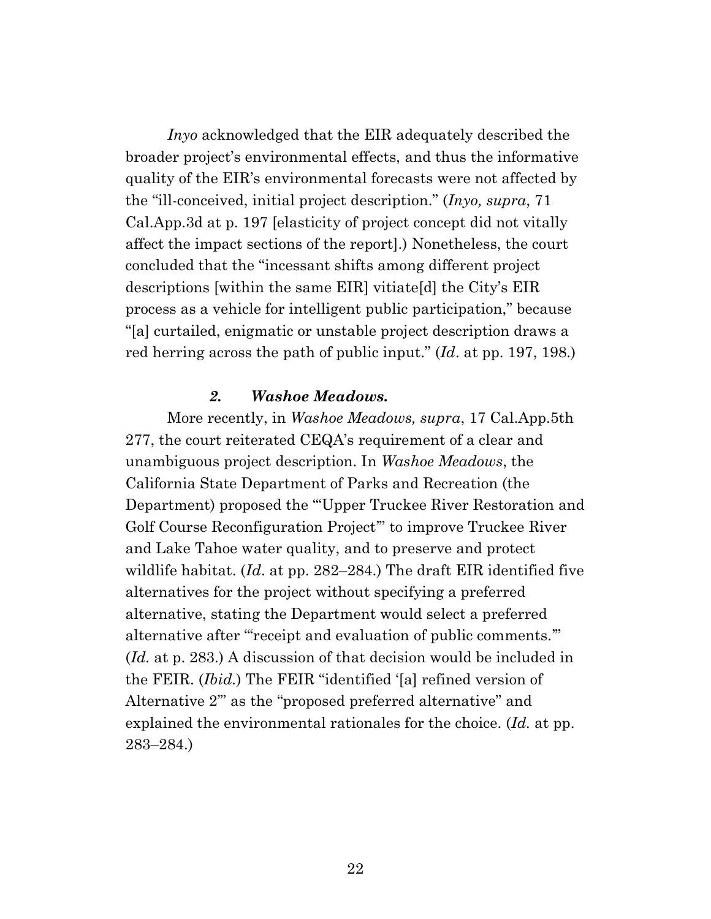*Inyo* acknowledged that the EIR adequately described the broader project's environmental effects, and thus the informative quality of the EIR's environmental forecasts were not affected by the "ill-conceived, initial project description." (*Inyo, supra*, 71 Cal.App.3d at p. 197 [elasticity of project concept did not vitally affect the impact sections of the report].) Nonetheless, the court concluded that the "incessant shifts among different project descriptions [within the same EIR] vitiate[d] the City's EIR process as a vehicle for intelligent public participation," because "[a] curtailed, enigmatic or unstable project description draws a red herring across the path of public input." (*Id*. at pp. 197, 198.)

#### *2. Washoe Meadows.*

More recently, in *Washoe Meadows, supra*, 17 Cal.App.5th 277, the court reiterated CEQA's requirement of a clear and unambiguous project description. In *Washoe Meadows*, the California State Department of Parks and Recreation (the Department) proposed the "'Upper Truckee River Restoration and Golf Course Reconfiguration Project'" to improve Truckee River and Lake Tahoe water quality, and to preserve and protect wildlife habitat. (*Id*. at pp. 282–284.) The draft EIR identified five alternatives for the project without specifying a preferred alternative, stating the Department would select a preferred alternative after "'receipt and evaluation of public comments.'" (*Id.* at p. 283.) A discussion of that decision would be included in the FEIR. (*Ibid.*) The FEIR "identified '[a] refined version of Alternative 2'" as the "proposed preferred alternative" and explained the environmental rationales for the choice. (*Id.* at pp. 283–284.)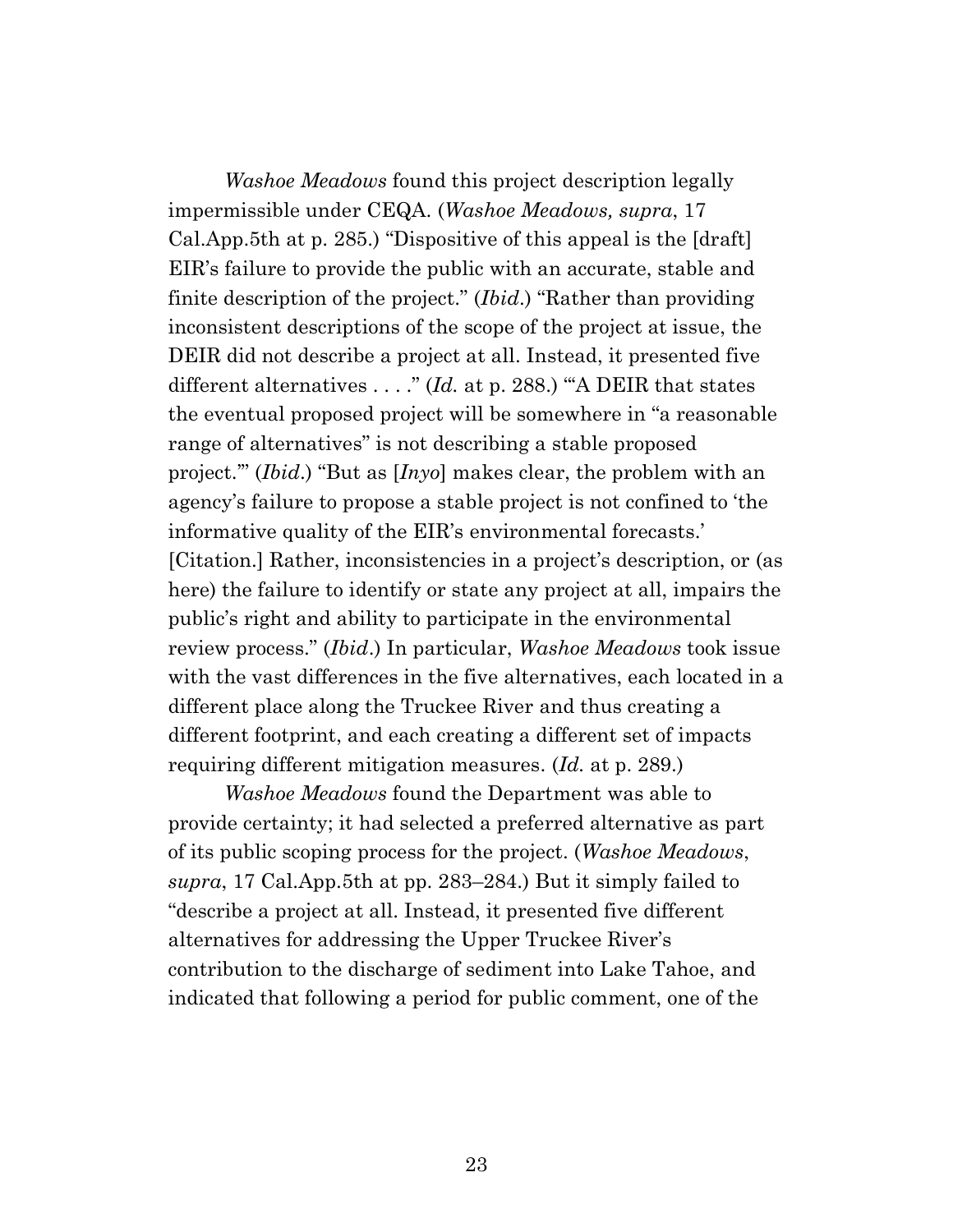*Washoe Meadows* found this project description legally impermissible under CEQA. (*Washoe Meadows, supra*, 17 Cal.App.5th at p. 285.) "Dispositive of this appeal is the [draft] EIR's failure to provide the public with an accurate, stable and finite description of the project." (*Ibid*.) "Rather than providing inconsistent descriptions of the scope of the project at issue, the DEIR did not describe a project at all. Instead, it presented five different alternatives . . . ." (*Id.* at p. 288.) "'A DEIR that states the eventual proposed project will be somewhere in "a reasonable range of alternatives" is not describing a stable proposed project.'" (*Ibid*.) "But as [*Inyo*] makes clear, the problem with an agency's failure to propose a stable project is not confined to 'the informative quality of the EIR's environmental forecasts.' [Citation.] Rather, inconsistencies in a project's description, or (as here) the failure to identify or state any project at all, impairs the public's right and ability to participate in the environmental review process." (*Ibid*.) In particular, *Washoe Meadows* took issue with the vast differences in the five alternatives, each located in a different place along the Truckee River and thus creating a different footprint, and each creating a different set of impacts requiring different mitigation measures. (*Id.* at p. 289.)

*Washoe Meadows* found the Department was able to provide certainty; it had selected a preferred alternative as part of its public scoping process for the project. (*Washoe Meadows*, *supra*, 17 Cal.App.5th at pp. 283–284.) But it simply failed to "describe a project at all. Instead, it presented five different alternatives for addressing the Upper Truckee River's contribution to the discharge of sediment into Lake Tahoe, and indicated that following a period for public comment, one of the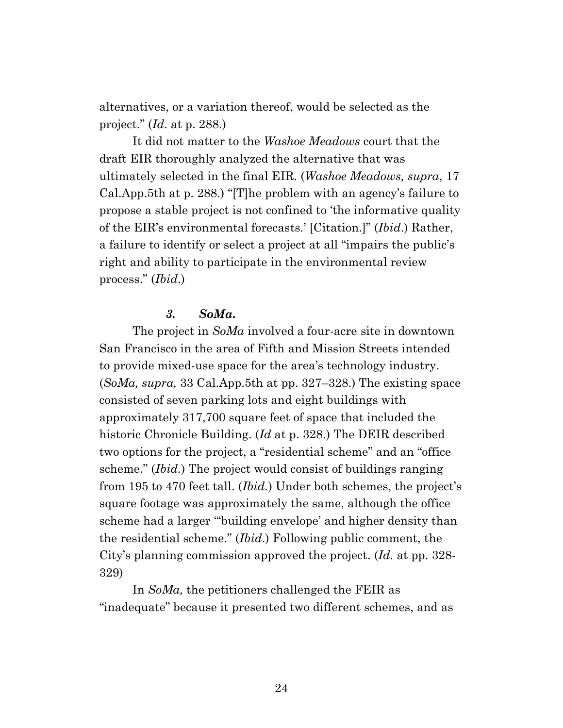alternatives, or a variation thereof, would be selected as the project." (*Id*. at p. 288.)

It did not matter to the *Washoe Meadows* court that the draft EIR thoroughly analyzed the alternative that was ultimately selected in the final EIR. (*Washoe Meadows, supra*, 17 Cal.App.5th at p. 288.) "[T]he problem with an agency's failure to propose a stable project is not confined to 'the informative quality of the EIR's environmental forecasts.' [Citation.]" (*Ibid*.) Rather, a failure to identify or select a project at all "impairs the public's right and ability to participate in the environmental review process." (*Ibid*.)

### ***3. SoMa.***

The project in *SoMa* involved a four-acre site in downtown San Francisco in the area of Fifth and Mission Streets intended to provide mixed-use space for the area's technology industry. (*SoMa, supra,* 33 Cal.App.5th at pp. 327–328.) The existing space consisted of seven parking lots and eight buildings with approximately 317,700 square feet of space that included the historic Chronicle Building. (*Id* at p. 328.) The DEIR described two options for the project, a "residential scheme" and an "office scheme." (*Ibid.*) The project would consist of buildings ranging from 195 to 470 feet tall. (*Ibid.*) Under both schemes, the project's square footage was approximately the same, although the office scheme had a larger "'building envelope' and higher density than the residential scheme." (*Ibid*.) Following public comment, the City's planning commission approved the project. (*Id.* at pp. 328-329)

In *SoMa,* the petitioners challenged the FEIR as "inadequate" because it presented two different schemes, and as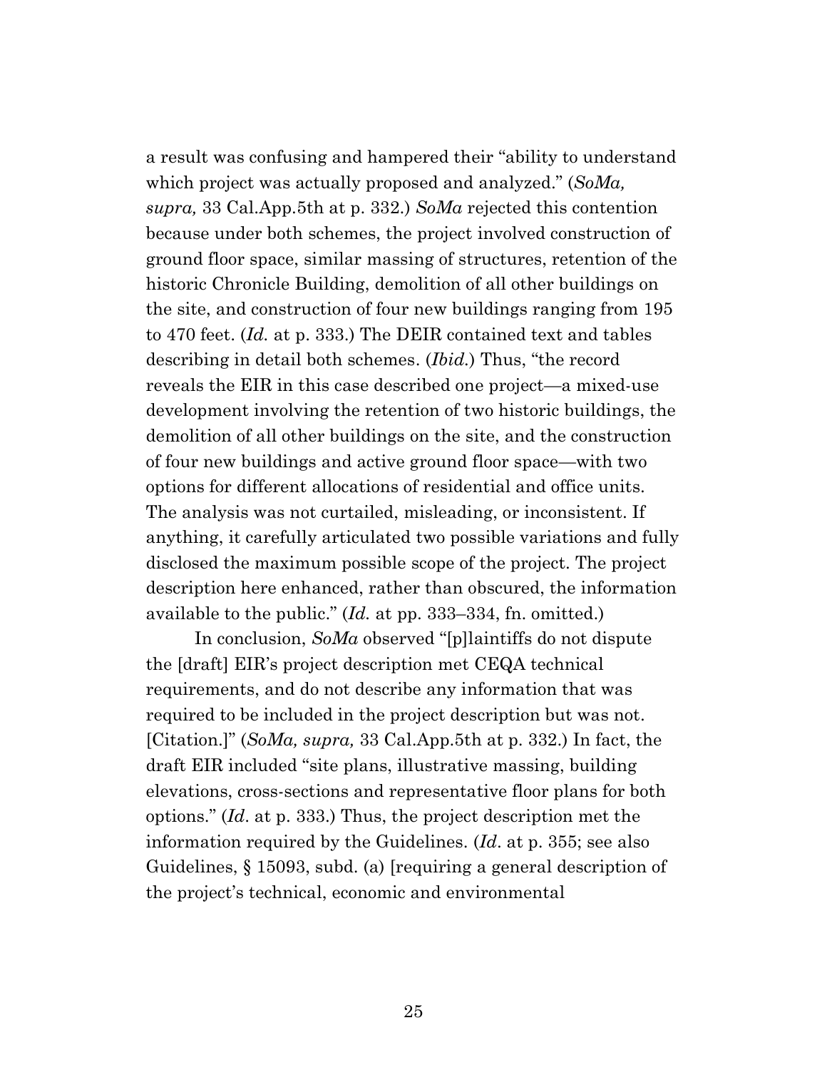a result was confusing and hampered their "ability to understand which project was actually proposed and analyzed." (*SoMa, supra,* 33 Cal.App.5th at p. 332.) *SoMa* rejected this contention because under both schemes, the project involved construction of ground floor space, similar massing of structures, retention of the historic Chronicle Building, demolition of all other buildings on the site, and construction of four new buildings ranging from 195 to 470 feet. (*Id.* at p. 333.) The DEIR contained text and tables describing in detail both schemes. (*Ibid.*) Thus, "the record reveals the EIR in this case described one project—a mixed-use development involving the retention of two historic buildings, the demolition of all other buildings on the site, and the construction of four new buildings and active ground floor space—with two options for different allocations of residential and office units. The analysis was not curtailed, misleading, or inconsistent. If anything, it carefully articulated two possible variations and fully disclosed the maximum possible scope of the project. The project description here enhanced, rather than obscured, the information available to the public." (*Id.* at pp. 333–334, fn. omitted.)

In conclusion, *SoMa* observed "[p]laintiffs do not dispute the [draft] EIR's project description met CEQA technical requirements, and do not describe any information that was required to be included in the project description but was not. [Citation.]" (*SoMa, supra,* 33 Cal.App.5th at p. 332.) In fact, the draft EIR included "site plans, illustrative massing, building elevations, cross-sections and representative floor plans for both options." (*Id*. at p. 333.) Thus, the project description met the information required by the Guidelines. (*Id*. at p. 355; see also Guidelines, § 15093, subd. (a) [requiring a general description of the project's technical, economic and environmental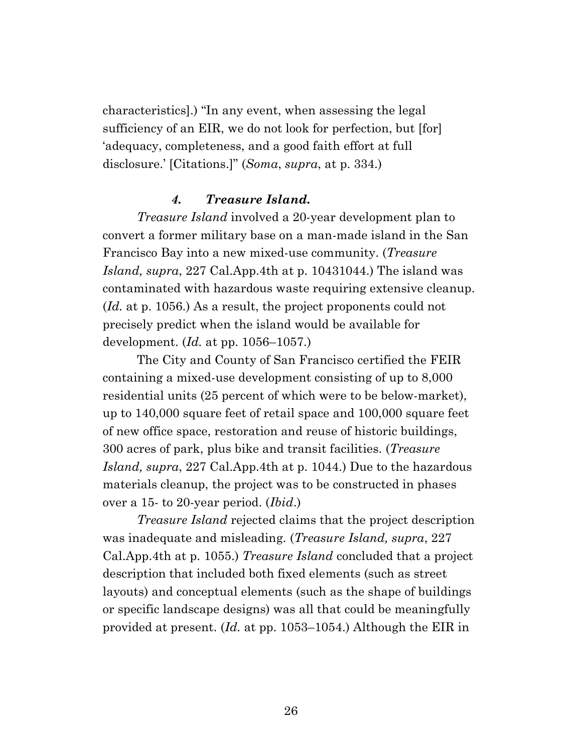characteristics].) "In any event, when assessing the legal sufficiency of an EIR, we do not look for perfection, but [for] 'adequacy, completeness, and a good faith effort at full disclosure.' [Citations.]" (*Soma*, *supra*, at p. 334.)

### *4. Treasure Island.*

*Treasure Island* involved a 20-year development plan to convert a former military base on a man-made island in the San Francisco Bay into a new mixed-use community. (*Treasure Island, supra*, 227 Cal.App.4th at p. 10431044.) The island was contaminated with hazardous waste requiring extensive cleanup. (*Id.* at p. 1056.) As a result, the project proponents could not precisely predict when the island would be available for development. (*Id.* at pp. 1056–1057.)

The City and County of San Francisco certified the FEIR containing a mixed-use development consisting of up to 8,000 residential units (25 percent of which were to be below-market), up to 140,000 square feet of retail space and 100,000 square feet of new office space, restoration and reuse of historic buildings, 300 acres of park, plus bike and transit facilities. (*Treasure Island, supra*, 227 Cal.App.4th at p. 1044.) Due to the hazardous materials cleanup, the project was to be constructed in phases over a 15- to 20-year period. (*Ibid*.)

*Treasure Island* rejected claims that the project description was inadequate and misleading. (*Treasure Island, supra*, 227 Cal.App.4th at p. 1055.) *Treasure Island* concluded that a project description that included both fixed elements (such as street layouts) and conceptual elements (such as the shape of buildings or specific landscape designs) was all that could be meaningfully provided at present. (*Id.* at pp. 1053–1054.) Although the EIR in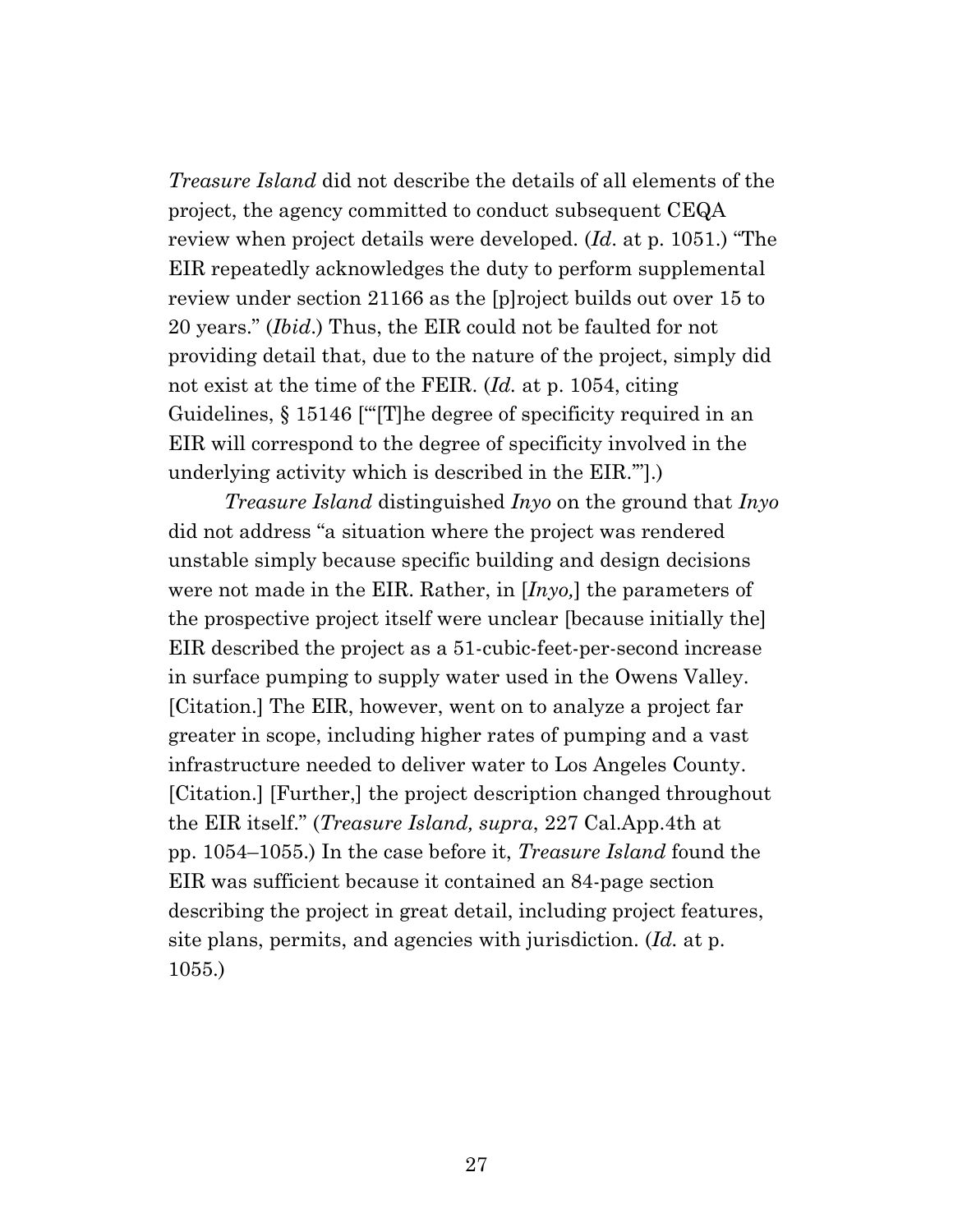*Treasure Island* did not describe the details of all elements of the project, the agency committed to conduct subsequent CEQA review when project details were developed. (*Id*. at p. 1051.) "The EIR repeatedly acknowledges the duty to perform supplemental review under section 21166 as the [p]roject builds out over 15 to 20 years." (*Ibid*.) Thus, the EIR could not be faulted for not providing detail that, due to the nature of the project, simply did not exist at the time of the FEIR. (*Id.* at p. 1054, citing Guidelines, § 15146 ["'[T]he degree of specificity required in an EIR will correspond to the degree of specificity involved in the underlying activity which is described in the EIR.'"].)

*Treasure Island* distinguished *Inyo* on the ground that *Inyo* did not address "a situation where the project was rendered unstable simply because specific building and design decisions were not made in the EIR. Rather, in [*Inyo,*] the parameters of the prospective project itself were unclear [because initially the] EIR described the project as a 51-cubic-feet-per-second increase in surface pumping to supply water used in the Owens Valley. [Citation.] The EIR, however, went on to analyze a project far greater in scope, including higher rates of pumping and a vast infrastructure needed to deliver water to Los Angeles County. [Citation.] [Further,] the project description changed throughout the EIR itself." (*Treasure Island, supra*, 227 Cal.App.4th at pp. 1054–1055.) In the case before it, *Treasure Island* found the EIR was sufficient because it contained an 84-page section describing the project in great detail, including project features, site plans, permits, and agencies with jurisdiction. (*Id.* at p. 1055.)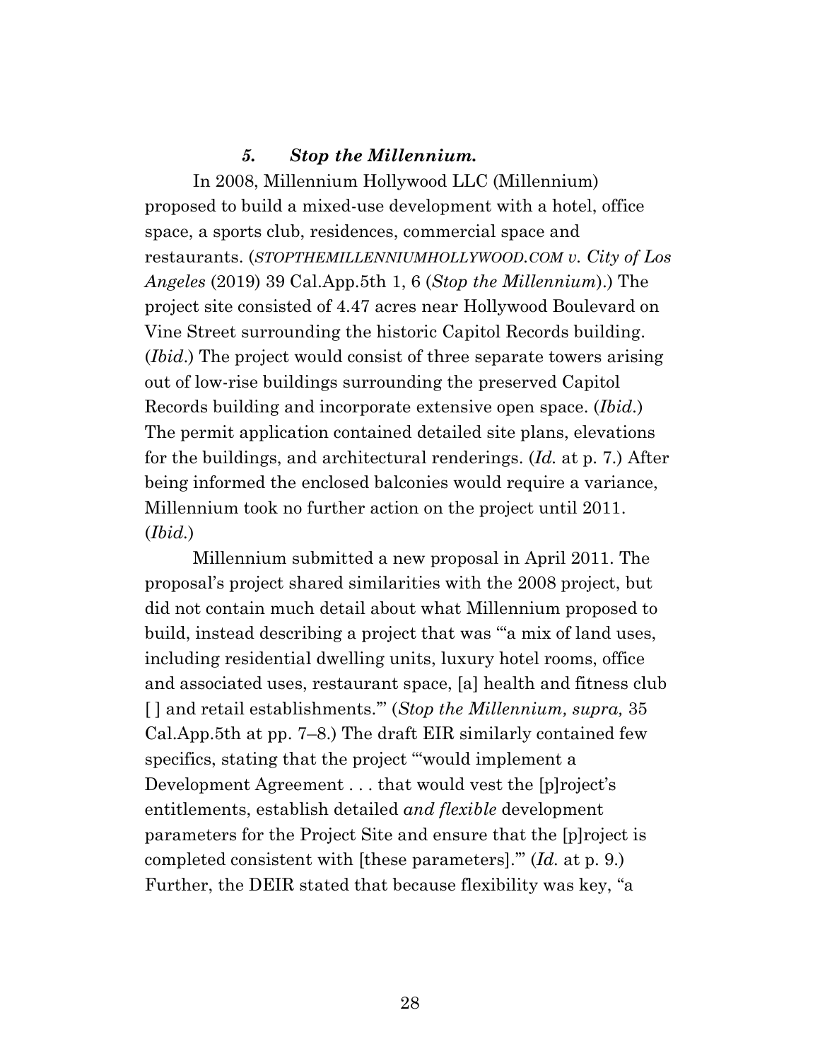### *5. Stop the Millennium.*

In 2008, Millennium Hollywood LLC (Millennium) proposed to build a mixed-use development with a hotel, office space, a sports club, residences, commercial space and restaurants. (*STOPTHEMILLENNIUMHOLLYWOOD.COM v. City of Los Angeles* (2019) 39 Cal.App.5th 1, 6 (*Stop the Millennium*).) The project site consisted of 4.47 acres near Hollywood Boulevard on Vine Street surrounding the historic Capitol Records building. (*Ibid*.) The project would consist of three separate towers arising out of low-rise buildings surrounding the preserved Capitol Records building and incorporate extensive open space. (*Ibid.*) The permit application contained detailed site plans, elevations for the buildings, and architectural renderings. (*Id.* at p. 7.) After being informed the enclosed balconies would require a variance, Millennium took no further action on the project until 2011. (*Ibid.*)

Millennium submitted a new proposal in April 2011. The proposal's project shared similarities with the 2008 project, but did not contain much detail about what Millennium proposed to build, instead describing a project that was "'a mix of land uses, including residential dwelling units, luxury hotel rooms, office and associated uses, restaurant space, [a] health and fitness club [ ] and retail establishments.'" (*Stop the Millennium, supra,* 35 Cal.App.5th at pp. 7–8.) The draft EIR similarly contained few specifics, stating that the project "'would implement a Development Agreement . . . that would vest the [p]roject's entitlements, establish detailed *and flexible* development parameters for the Project Site and ensure that the [p]roject is completed consistent with [these parameters].'" (*Id.* at p. 9.) Further, the DEIR stated that because flexibility was key, "a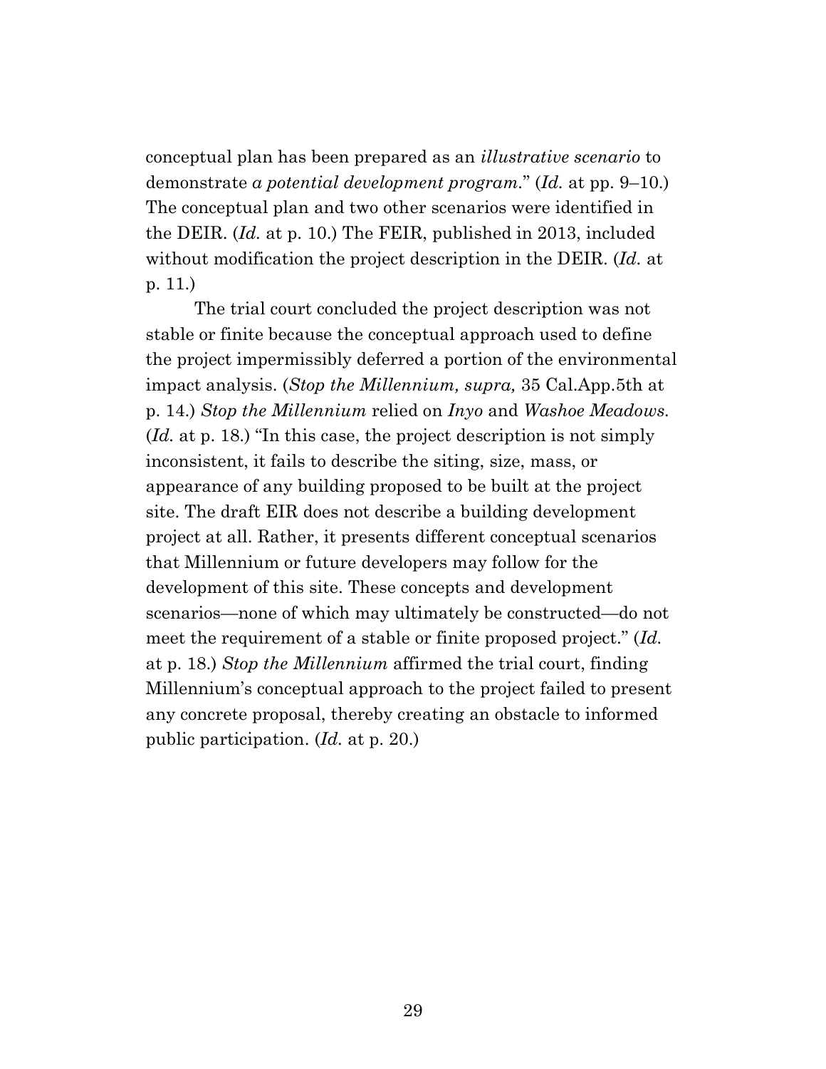conceptual plan has been prepared as an *illustrative scenario* to demonstrate *a potential development program*." (*Id.* at pp. 9–10.) The conceptual plan and two other scenarios were identified in the DEIR. (*Id.* at p. 10.) The FEIR, published in 2013, included without modification the project description in the DEIR. (*Id.* at p. 11.)

The trial court concluded the project description was not stable or finite because the conceptual approach used to define the project impermissibly deferred a portion of the environmental impact analysis. (*Stop the Millennium, supra,* 35 Cal.App.5th at p. 14.) *Stop the Millennium* relied on *Inyo* and *Washoe Meadows.* (*Id.* at p. 18.) "In this case, the project description is not simply inconsistent, it fails to describe the siting, size, mass, or appearance of any building proposed to be built at the project site. The draft EIR does not describe a building development project at all. Rather, it presents different conceptual scenarios that Millennium or future developers may follow for the development of this site. These concepts and development scenarios—none of which may ultimately be constructed—do not meet the requirement of a stable or finite proposed project." (*Id.* at p. 18.) *Stop the Millennium* affirmed the trial court, finding Millennium's conceptual approach to the project failed to present any concrete proposal, thereby creating an obstacle to informed public participation. (*Id.* at p. 20.)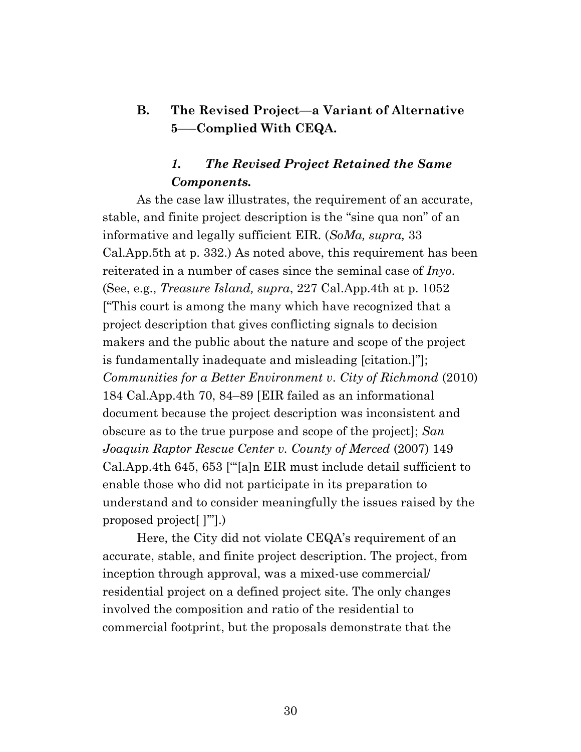### B. The Revised Project—a Variant of Alternative 5—–Complied With CEQA.

#### *1. The Revised Project Retained the Same Components.*

As the case law illustrates, the requirement of an accurate, stable, and finite project description is the "sine qua non" of an informative and legally sufficient EIR. (*SoMa, supra,* 33 Cal.App.5th at p. 332.) As noted above, this requirement has been reiterated in a number of cases since the seminal case of *Inyo*. (See, e.g., *Treasure Island, supra*, 227 Cal.App.4th at p. 1052 ["This court is among the many which have recognized that a project description that gives conflicting signals to decision makers and the public about the nature and scope of the project is fundamentally inadequate and misleading [citation.]"]; *Communities for a Better Environment v. City of Richmond* (2010) 184 Cal.App.4th 70, 84–89 [EIR failed as an informational document because the project description was inconsistent and obscure as to the true purpose and scope of the project]; *San Joaquin Raptor Rescue Center v. County of Merced* (2007) 149 Cal.App.4th 645, 653 ["'[a]n EIR must include detail sufficient to enable those who did not participate in its preparation to understand and to consider meaningfully the issues raised by the proposed project[ ]'"].)

Here, the City did not violate CEQA's requirement of an accurate, stable, and finite project description. The project, from inception through approval, was a mixed-use commercial/ residential project on a defined project site. The only changes involved the composition and ratio of the residential to commercial footprint, but the proposals demonstrate that the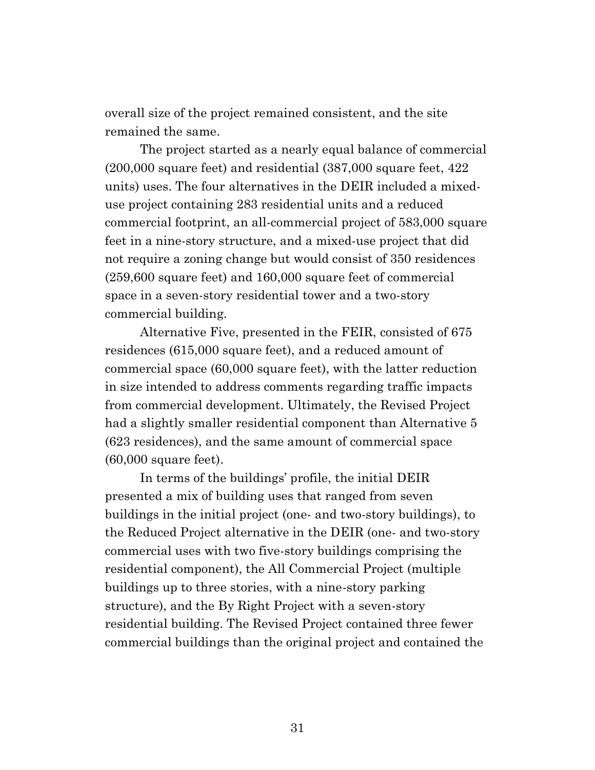overall size of the project remained consistent, and the site remained the same.

The project started as a nearly equal balance of commercial (200,000 square feet) and residential (387,000 square feet, 422 units) uses. The four alternatives in the DEIR included a mixed-use project containing 283 residential units and a reduced commercial footprint, an all-commercial project of 583,000 square feet in a nine-story structure, and a mixed-use project that did not require a zoning change but would consist of 350 residences (259,600 square feet) and 160,000 square feet of commercial space in a seven-story residential tower and a two-story commercial building.

Alternative Five, presented in the FEIR, consisted of 675 residences (615,000 square feet), and a reduced amount of commercial space (60,000 square feet), with the latter reduction in size intended to address comments regarding traffic impacts from commercial development. Ultimately, the Revised Project had a slightly smaller residential component than Alternative 5 (623 residences), and the same amount of commercial space (60,000 square feet).

In terms of the buildings' profile, the initial DEIR presented a mix of building uses that ranged from seven buildings in the initial project (one- and two-story buildings), to the Reduced Project alternative in the DEIR (one- and two-story commercial uses with two five-story buildings comprising the residential component), the All Commercial Project (multiple buildings up to three stories, with a nine-story parking structure), and the By Right Project with a seven-story residential building. The Revised Project contained three fewer commercial buildings than the original project and contained the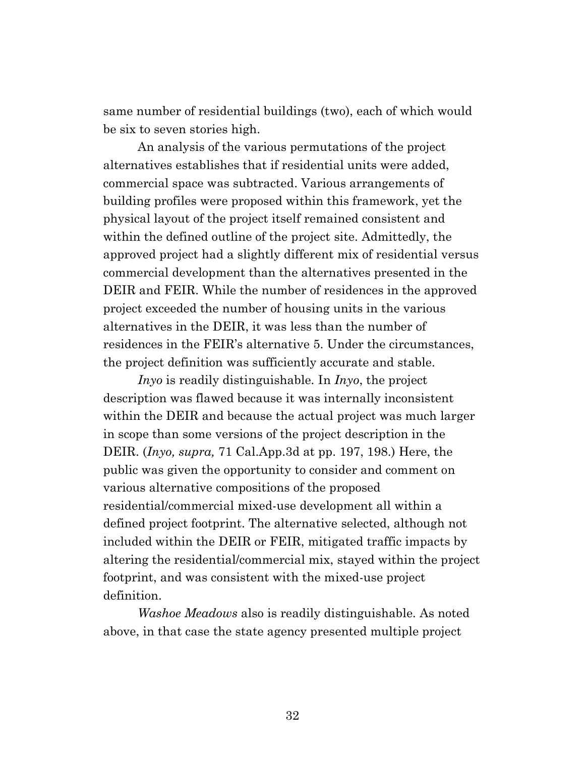same number of residential buildings (two), each of which would be six to seven stories high.

An analysis of the various permutations of the project alternatives establishes that if residential units were added, commercial space was subtracted. Various arrangements of building profiles were proposed within this framework, yet the physical layout of the project itself remained consistent and within the defined outline of the project site. Admittedly, the approved project had a slightly different mix of residential versus commercial development than the alternatives presented in the DEIR and FEIR. While the number of residences in the approved project exceeded the number of housing units in the various alternatives in the DEIR, it was less than the number of residences in the FEIR's alternative 5. Under the circumstances, the project definition was sufficiently accurate and stable.

*Inyo* is readily distinguishable. In *Inyo*, the project description was flawed because it was internally inconsistent within the DEIR and because the actual project was much larger in scope than some versions of the project description in the DEIR. (*Inyo, supra,* 71 Cal.App.3d at pp. 197, 198.) Here, the public was given the opportunity to consider and comment on various alternative compositions of the proposed residential/commercial mixed-use development all within a defined project footprint. The alternative selected, although not included within the DEIR or FEIR, mitigated traffic impacts by altering the residential/commercial mix, stayed within the project footprint, and was consistent with the mixed-use project definition.

*Washoe Meadows* also is readily distinguishable. As noted above, in that case the state agency presented multiple project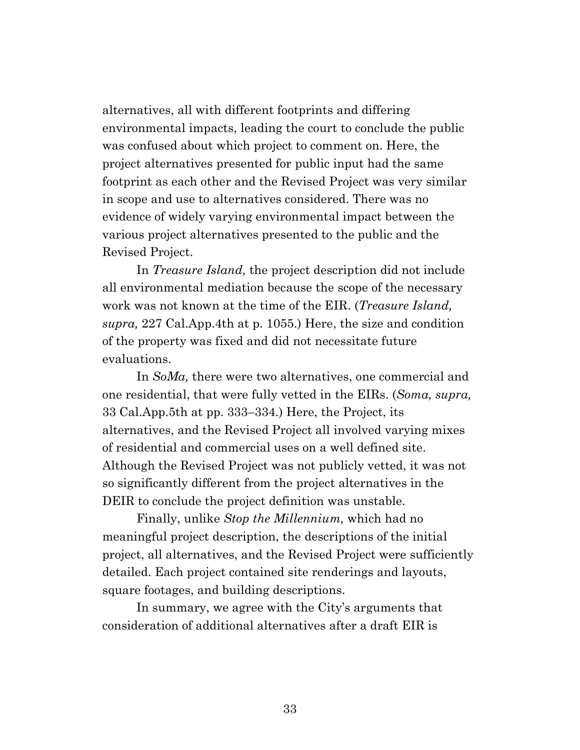alternatives, all with different footprints and differing environmental impacts, leading the court to conclude the public was confused about which project to comment on. Here, the project alternatives presented for public input had the same footprint as each other and the Revised Project was very similar in scope and use to alternatives considered. There was no evidence of widely varying environmental impact between the various project alternatives presented to the public and the Revised Project.

In *Treasure Island,* the project description did not include all environmental mediation because the scope of the necessary work was not known at the time of the EIR. (*Treasure Island, supra,* 227 Cal.App.4th at p. 1055.) Here, the size and condition of the property was fixed and did not necessitate future evaluations.

In *SoMa,* there were two alternatives, one commercial and one residential, that were fully vetted in the EIRs. (*Soma, supra,* 33 Cal.App.5th at pp. 333–334.) Here, the Project, its alternatives, and the Revised Project all involved varying mixes of residential and commercial uses on a well defined site. Although the Revised Project was not publicly vetted, it was not so significantly different from the project alternatives in the DEIR to conclude the project definition was unstable.

Finally, unlike *Stop the Millennium,* which had no meaningful project description, the descriptions of the initial project, all alternatives, and the Revised Project were sufficiently detailed. Each project contained site renderings and layouts, square footages, and building descriptions.

In summary, we agree with the City's arguments that consideration of additional alternatives after a draft EIR is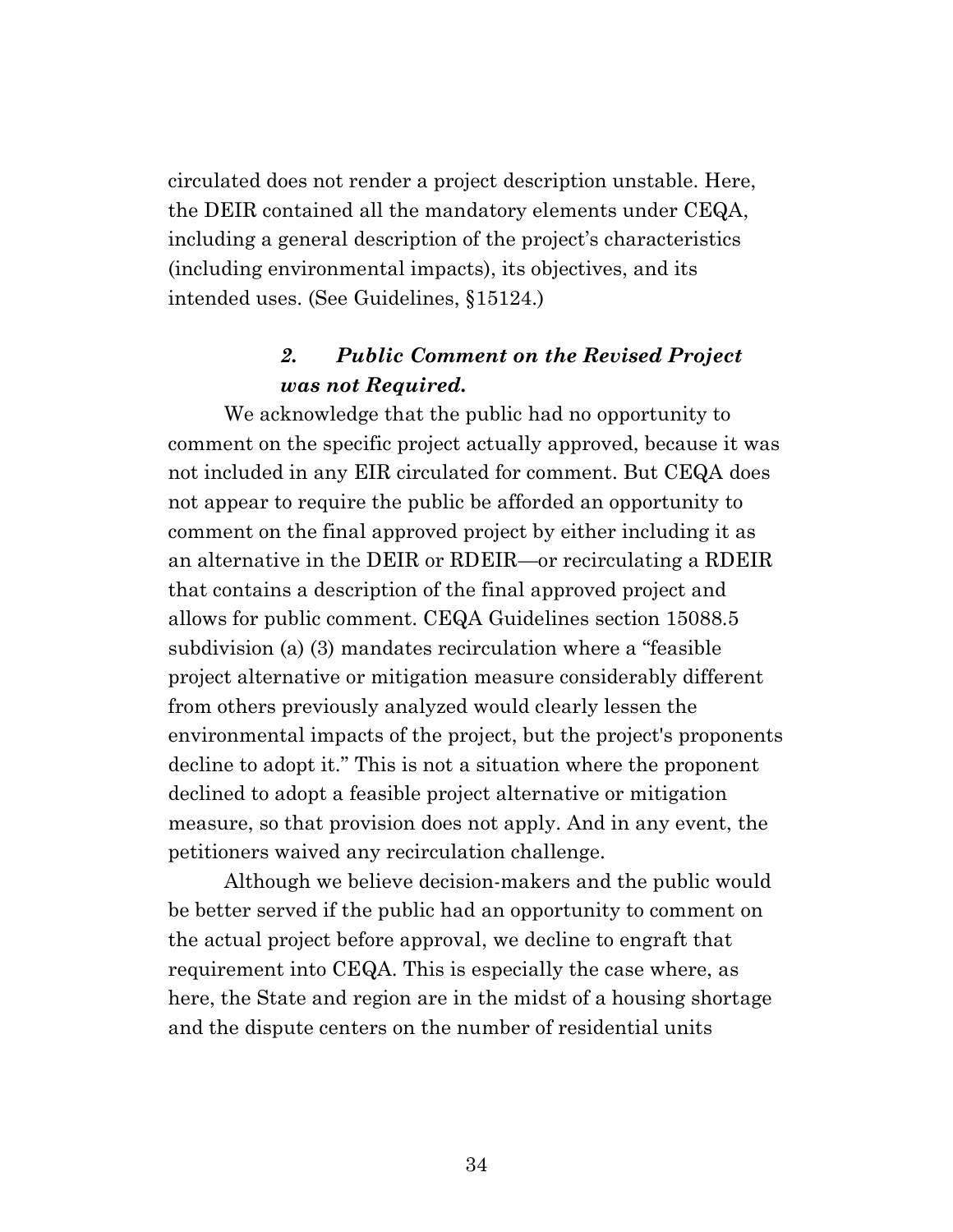circulated does not render a project description unstable. Here, the DEIR contained all the mandatory elements under CEQA, including a general description of the project's characteristics (including environmental impacts), its objectives, and its intended uses. (See Guidelines, §15124.)

### *2. Public Comment on the Revised Project was not Required.*

We acknowledge that the public had no opportunity to comment on the specific project actually approved, because it was not included in any EIR circulated for comment. But CEQA does not appear to require the public be afforded an opportunity to comment on the final approved project by either including it as an alternative in the DEIR or RDEIR—or recirculating a RDEIR that contains a description of the final approved project and allows for public comment. CEQA Guidelines section 15088.5 subdivision (a) (3) mandates recirculation where a "feasible project alternative or mitigation measure considerably different from others previously analyzed would clearly lessen the environmental impacts of the project, but the project's proponents decline to adopt it." This is not a situation where the proponent declined to adopt a feasible project alternative or mitigation measure, so that provision does not apply. And in any event, the petitioners waived any recirculation challenge.

Although we believe decision-makers and the public would be better served if the public had an opportunity to comment on the actual project before approval, we decline to engraft that requirement into CEQA. This is especially the case where, as here, the State and region are in the midst of a housing shortage and the dispute centers on the number of residential units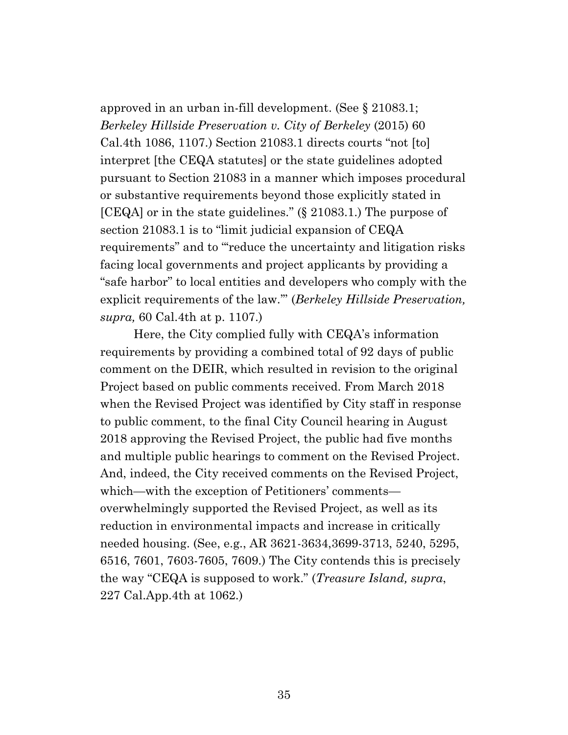approved in an urban in-fill development. (See § 21083.1; *Berkeley Hillside Preservation v. City of Berkeley* (2015) 60 Cal.4th 1086, 1107.) Section 21083.1 directs courts "not [to] interpret [the CEQA statutes] or the state guidelines adopted pursuant to Section 21083 in a manner which imposes procedural or substantive requirements beyond those explicitly stated in [CEQA] or in the state guidelines." (§ 21083.1.) The purpose of section 21083.1 is to "limit judicial expansion of CEQA requirements" and to "'reduce the uncertainty and litigation risks facing local governments and project applicants by providing a "safe harbor" to local entities and developers who comply with the explicit requirements of the law.'" (*Berkeley Hillside Preservation, supra,* 60 Cal.4th at p. 1107.)

Here, the City complied fully with CEQA's information requirements by providing a combined total of 92 days of public comment on the DEIR, which resulted in revision to the original Project based on public comments received. From March 2018 when the Revised Project was identified by City staff in response to public comment, to the final City Council hearing in August 2018 approving the Revised Project, the public had five months and multiple public hearings to comment on the Revised Project. And, indeed, the City received comments on the Revised Project, which—with the exception of Petitioners' comments—overwhelmingly supported the Revised Project, as well as its reduction in environmental impacts and increase in critically needed housing. (See, e.g., AR 3621-3634,3699-3713, 5240, 5295, 6516, 7601, 7603-7605, 7609.) The City contends this is precisely the way "CEQA is supposed to work." (*Treasure Island, supra*, 227 Cal.App.4th at 1062.)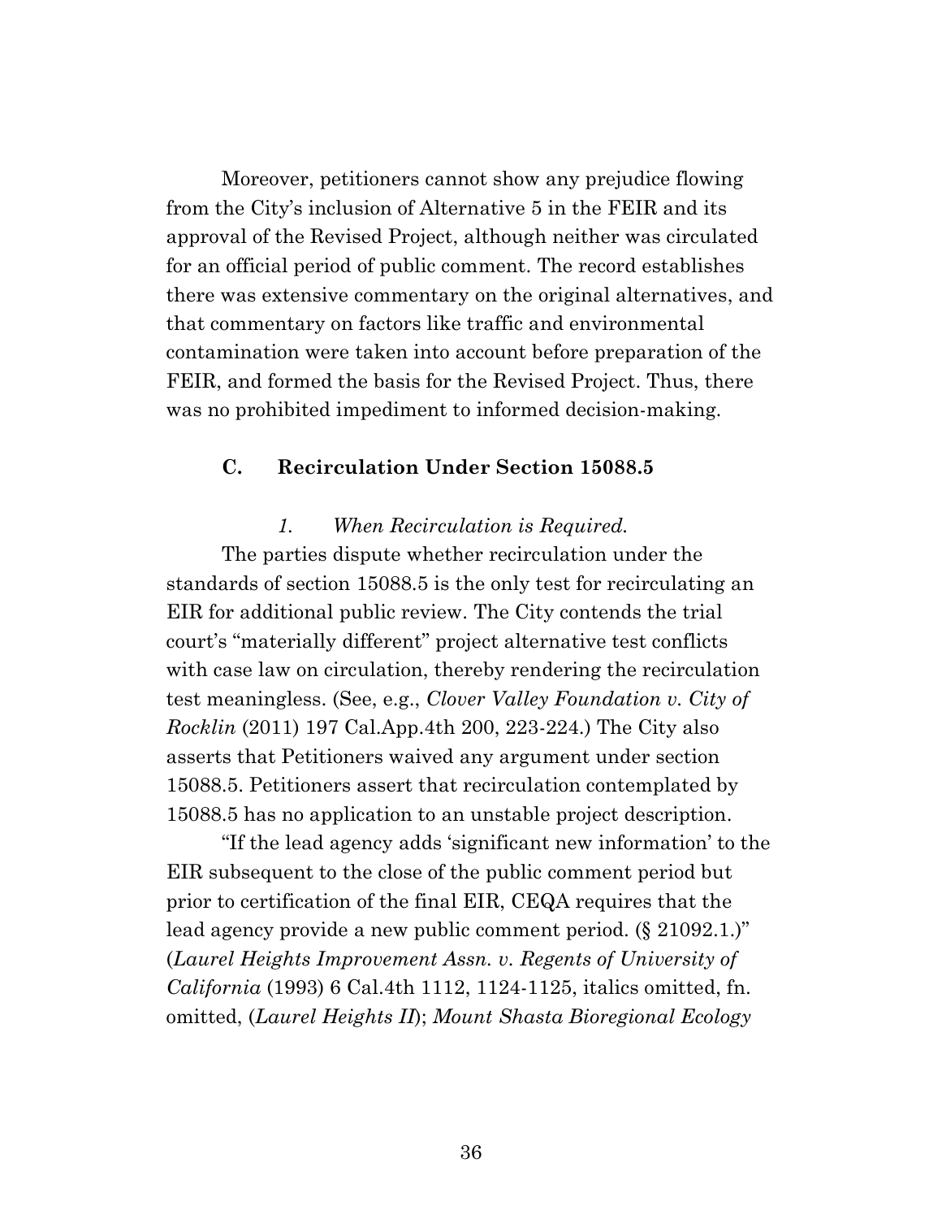Moreover, petitioners cannot show any prejudice flowing from the City's inclusion of Alternative 5 in the FEIR and its approval of the Revised Project, although neither was circulated for an official period of public comment. The record establishes there was extensive commentary on the original alternatives, and that commentary on factors like traffic and environmental contamination were taken into account before preparation of the FEIR, and formed the basis for the Revised Project. Thus, there was no prohibited impediment to informed decision-making.

### C. Recirculation Under Section 15088.5

#### *1. When Recirculation is Required.*

The parties dispute whether recirculation under the standards of section 15088.5 is the only test for recirculating an EIR for additional public review. The City contends the trial court's "materially different" project alternative test conflicts with case law on circulation, thereby rendering the recirculation test meaningless. (See, e.g., *Clover Valley Foundation v. City of Rocklin* (2011) 197 Cal.App.4th 200, 223-224.) The City also asserts that Petitioners waived any argument under section 15088.5. Petitioners assert that recirculation contemplated by 15088.5 has no application to an unstable project description.

"If the lead agency adds 'significant new information' to the EIR subsequent to the close of the public comment period but prior to certification of the final EIR, CEQA requires that the lead agency provide a new public comment period. (§ 21092.1.)" (*Laurel Heights Improvement Assn. v. Regents of University of California* (1993) 6 Cal.4th 1112, 1124-1125, italics omitted, fn. omitted, (*Laurel Heights II*); *Mount Shasta Bioregional Ecology*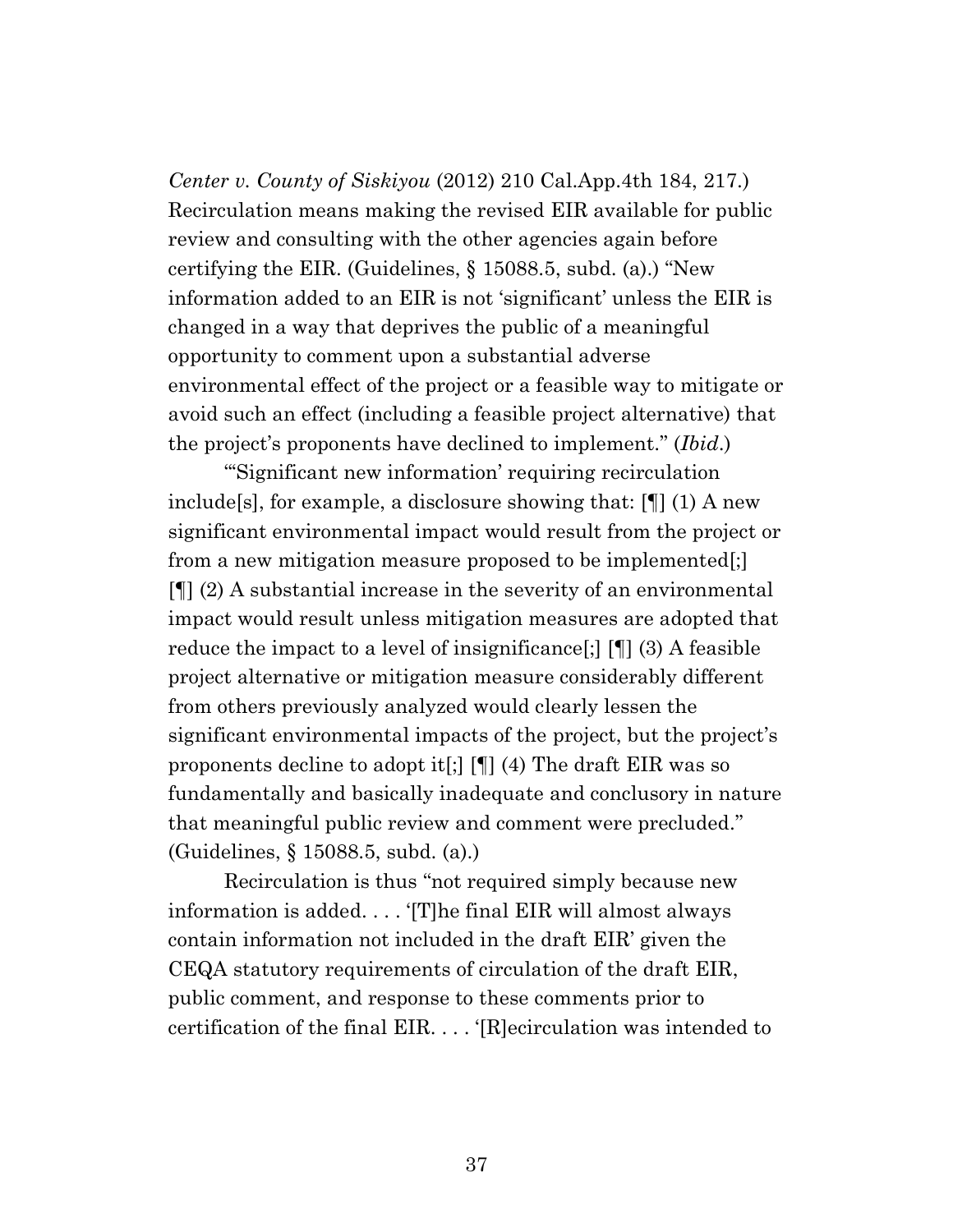*Center v. County of Siskiyou* (2012) 210 Cal.App.4th 184, 217.) Recirculation means making the revised EIR available for public review and consulting with the other agencies again before certifying the EIR. (Guidelines, § 15088.5, subd. (a).) "New information added to an EIR is not 'significant' unless the EIR is changed in a way that deprives the public of a meaningful opportunity to comment upon a substantial adverse environmental effect of the project or a feasible way to mitigate or avoid such an effect (including a feasible project alternative) that the project's proponents have declined to implement." (*Ibid*.)

"'Significant new information' requiring recirculation include[s], for example, a disclosure showing that: [¶] (1) A new significant environmental impact would result from the project or from a new mitigation measure proposed to be implemented[;] [¶] (2) A substantial increase in the severity of an environmental impact would result unless mitigation measures are adopted that reduce the impact to a level of insignificance[;] [¶] (3) A feasible project alternative or mitigation measure considerably different from others previously analyzed would clearly lessen the significant environmental impacts of the project, but the project's proponents decline to adopt it[;] [¶] (4) The draft EIR was so fundamentally and basically inadequate and conclusory in nature that meaningful public review and comment were precluded." (Guidelines, § 15088.5, subd. (a).)

Recirculation is thus "not required simply because new information is added. . . . '[T]he final EIR will almost always contain information not included in the draft EIR' given the CEQA statutory requirements of circulation of the draft EIR, public comment, and response to these comments prior to certification of the final EIR. . . . '[R]ecirculation was intended to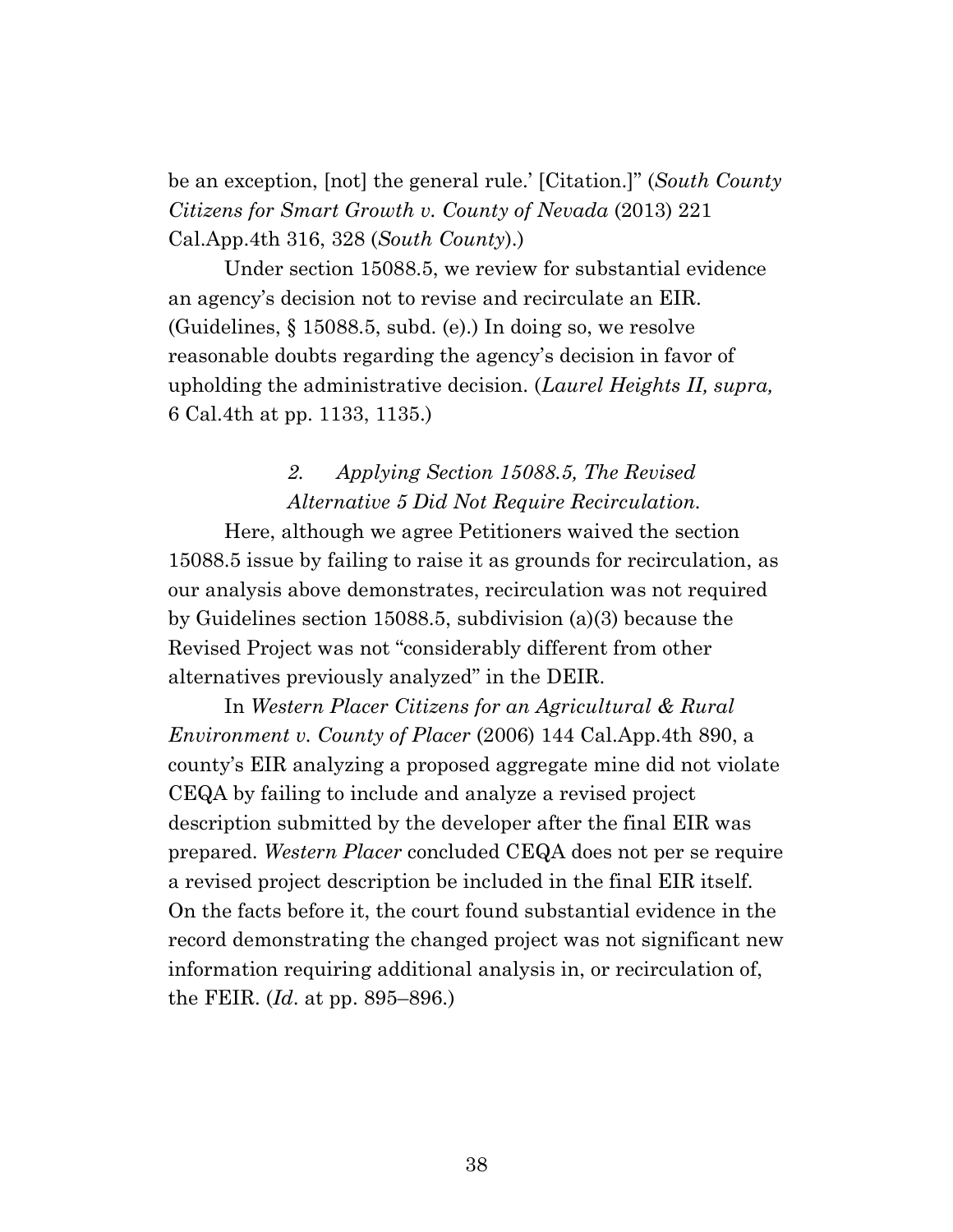be an exception, [not] the general rule.' [Citation.]" (*South County Citizens for Smart Growth v. County of Nevada* (2013) 221 Cal.App.4th 316, 328 (*South County*).)

Under section 15088.5, we review for substantial evidence an agency's decision not to revise and recirculate an EIR. (Guidelines, § 15088.5, subd. (e).) In doing so, we resolve reasonable doubts regarding the agency's decision in favor of upholding the administrative decision. (*Laurel Heights II, supra,* 6 Cal.4th at pp. 1133, 1135.)

*2. Applying Section 15088.5, The Revised Alternative 5 Did Not Require Recirculation.*

Here, although we agree Petitioners waived the section 15088.5 issue by failing to raise it as grounds for recirculation, as our analysis above demonstrates, recirculation was not required by Guidelines section 15088.5, subdivision (a)(3) because the Revised Project was not "considerably different from other alternatives previously analyzed" in the DEIR.

In *Western Placer Citizens for an Agricultural & Rural Environment v. County of Placer* (2006) 144 Cal.App.4th 890, a county's EIR analyzing a proposed aggregate mine did not violate CEQA by failing to include and analyze a revised project description submitted by the developer after the final EIR was prepared. *Western Placer* concluded CEQA does not per se require a revised project description be included in the final EIR itself. On the facts before it, the court found substantial evidence in the record demonstrating the changed project was not significant new information requiring additional analysis in, or recirculation of, the FEIR. (*Id*. at pp. 895–896.)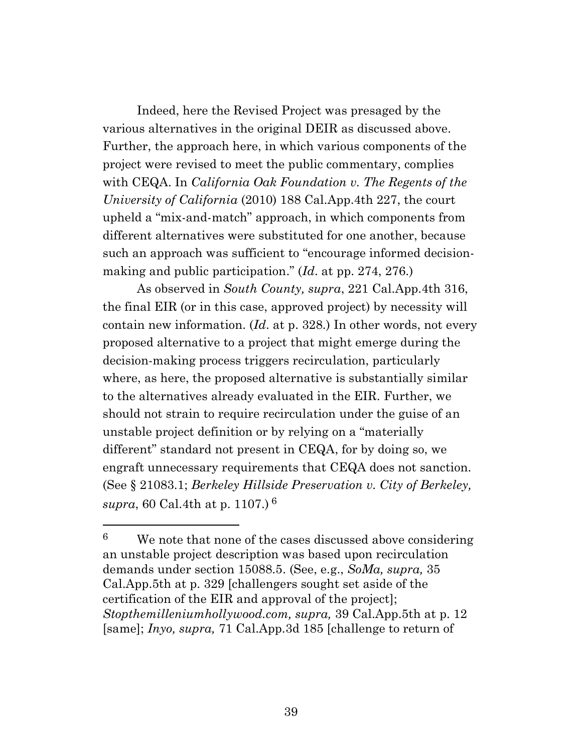Indeed, here the Revised Project was presaged by the various alternatives in the original DEIR as discussed above. Further, the approach here, in which various components of the project were revised to meet the public commentary, complies with CEQA. In *California Oak Foundation v. The Regents of the University of California* (2010) 188 Cal.App.4th 227, the court upheld a "mix-and-match" approach, in which components from different alternatives were substituted for one another, because such an approach was sufficient to "encourage informed decision-making and public participation." (*Id*. at pp. 274, 276.)

As observed in *South County, supra*, 221 Cal.App.4th 316, the final EIR (or in this case, approved project) by necessity will contain new information. (*Id*. at p. 328.) In other words, not every proposed alternative to a project that might emerge during the decision-making process triggers recirculation, particularly where, as here, the proposed alternative is substantially similar to the alternatives already evaluated in the EIR. Further, we should not strain to require recirculation under the guise of an unstable project definition or by relying on a "materially different" standard not present in CEQA, for by doing so, we engraft unnecessary requirements that CEQA does not sanction. (See § 21083.1; *Berkeley Hillside Preservation v. City of Berkeley, supra*, 60 Cal.4th at p. 1107.) [6]

---

[6] We note that none of the cases discussed above considering an unstable project description was based upon recirculation demands under section 15088.5. (See, e.g., *SoMa, supra,* 35 Cal.App.5th at p. 329 [challengers sought set aside of the certification of the EIR and approval of the project]; *Stopthemilleniumhollywood.com, supra,* 39 Cal.App.5th at p. 12 [same]; *Inyo, supra,* 71 Cal.App.3d 185 [challenge to return of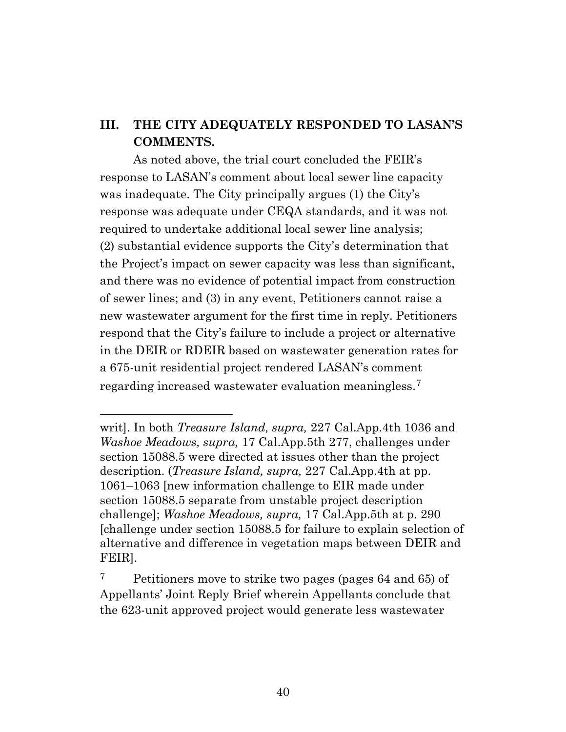## III. THE CITY ADEQUATELY RESPONDED TO LASAN'S COMMENTS.

As noted above, the trial court concluded the FEIR's response to LASAN's comment about local sewer line capacity was inadequate. The City principally argues (1) the City's response was adequate under CEQA standards, and it was not required to undertake additional local sewer line analysis; (2) substantial evidence supports the City's determination that the Project's impact on sewer capacity was less than significant, and there was no evidence of potential impact from construction of sewer lines; and (3) in any event, Petitioners cannot raise a new wastewater argument for the first time in reply. Petitioners respond that the City's failure to include a project or alternative in the DEIR or RDEIR based on wastewater generation rates for a 675-unit residential project rendered LASAN's comment regarding increased wastewater evaluation meaningless.[7]

---

writ]. In both *Treasure Island, supra,* 227 Cal.App.4th 1036 and *Washoe Meadows, supra,* 17 Cal.App.5th 277, challenges under section 15088.5 were directed at issues other than the project description. (*Treasure Island, supra,* 227 Cal.App.4th at pp. 1061–1063 [new information challenge to EIR made under section 15088.5 separate from unstable project description challenge]; *Washoe Meadows, supra,* 17 Cal.App.5th at p. 290 [challenge under section 15088.5 for failure to explain selection of alternative and difference in vegetation maps between DEIR and FEIR].

[7] Petitioners move to strike two pages (pages 64 and 65) of Appellants' Joint Reply Brief wherein Appellants conclude that the 623-unit approved project would generate less wastewater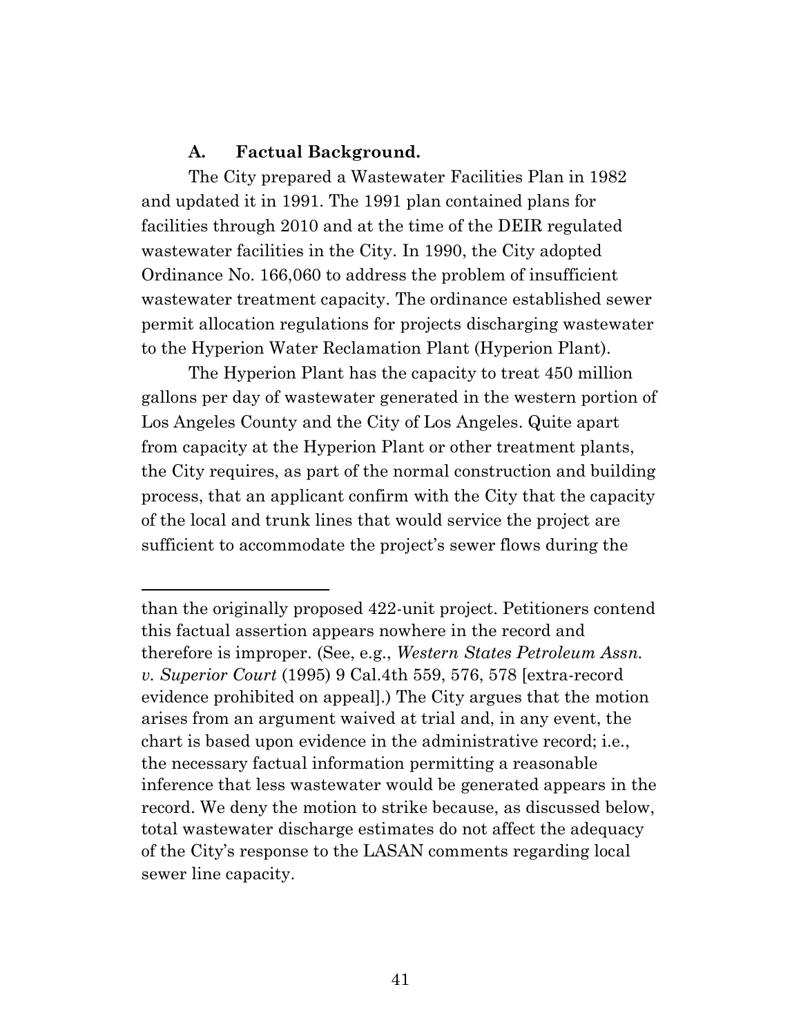### A. Factual Background.

The City prepared a Wastewater Facilities Plan in 1982 and updated it in 1991. The 1991 plan contained plans for facilities through 2010 and at the time of the DEIR regulated wastewater facilities in the City. In 1990, the City adopted Ordinance No. 166,060 to address the problem of insufficient wastewater treatment capacity. The ordinance established sewer permit allocation regulations for projects discharging wastewater to the Hyperion Water Reclamation Plant (Hyperion Plant).

The Hyperion Plant has the capacity to treat 450 million gallons per day of wastewater generated in the western portion of Los Angeles County and the City of Los Angeles. Quite apart from capacity at the Hyperion Plant or other treatment plants, the City requires, as part of the normal construction and building process, that an applicant confirm with the City that the capacity of the local and trunk lines that would service the project are sufficient to accommodate the project's sewer flows during the

---

than the originally proposed 422-unit project. Petitioners contend this factual assertion appears nowhere in the record and therefore is improper. (See, e.g., *Western States Petroleum Assn. v. Superior Court* (1995) 9 Cal.4th 559, 576, 578 [extra-record evidence prohibited on appeal].) The City argues that the motion arises from an argument waived at trial and, in any event, the chart is based upon evidence in the administrative record; i.e., the necessary factual information permitting a reasonable inference that less wastewater would be generated appears in the record. We deny the motion to strike because, as discussed below, total wastewater discharge estimates do not affect the adequacy of the City's response to the LASAN comments regarding local sewer line capacity.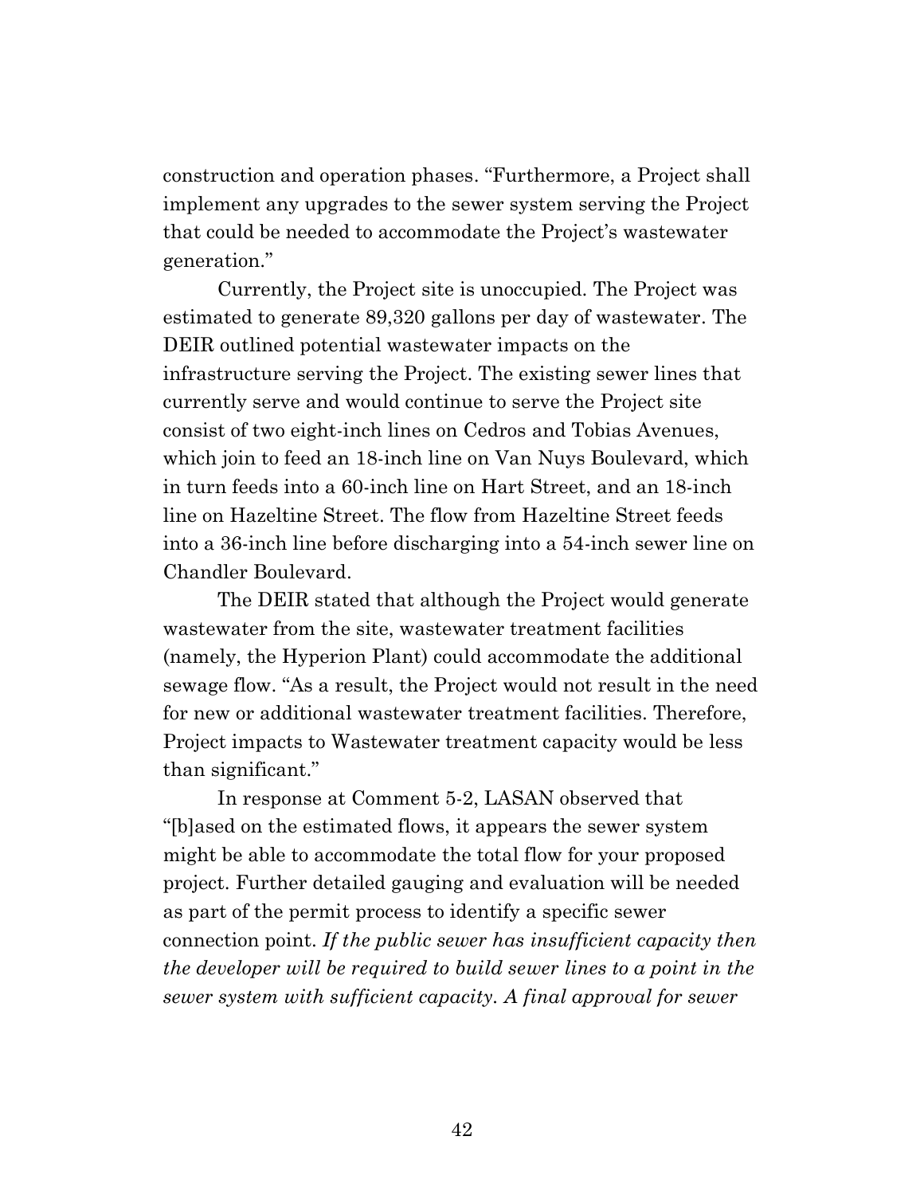construction and operation phases. "Furthermore, a Project shall implement any upgrades to the sewer system serving the Project that could be needed to accommodate the Project's wastewater generation."

Currently, the Project site is unoccupied. The Project was estimated to generate 89,320 gallons per day of wastewater. The DEIR outlined potential wastewater impacts on the infrastructure serving the Project. The existing sewer lines that currently serve and would continue to serve the Project site consist of two eight-inch lines on Cedros and Tobias Avenues, which join to feed an 18-inch line on Van Nuys Boulevard, which in turn feeds into a 60-inch line on Hart Street, and an 18-inch line on Hazeltine Street. The flow from Hazeltine Street feeds into a 36-inch line before discharging into a 54-inch sewer line on Chandler Boulevard.

The DEIR stated that although the Project would generate wastewater from the site, wastewater treatment facilities (namely, the Hyperion Plant) could accommodate the additional sewage flow. "As a result, the Project would not result in the need for new or additional wastewater treatment facilities. Therefore, Project impacts to Wastewater treatment capacity would be less than significant."

In response at Comment 5-2, LASAN observed that "[b]ased on the estimated flows, it appears the sewer system might be able to accommodate the total flow for your proposed project. Further detailed gauging and evaluation will be needed as part of the permit process to identify a specific sewer connection point. *If the public sewer has insufficient capacity then the developer will be required to build sewer lines to a point in the sewer system with sufficient capacity. A final approval for sewer*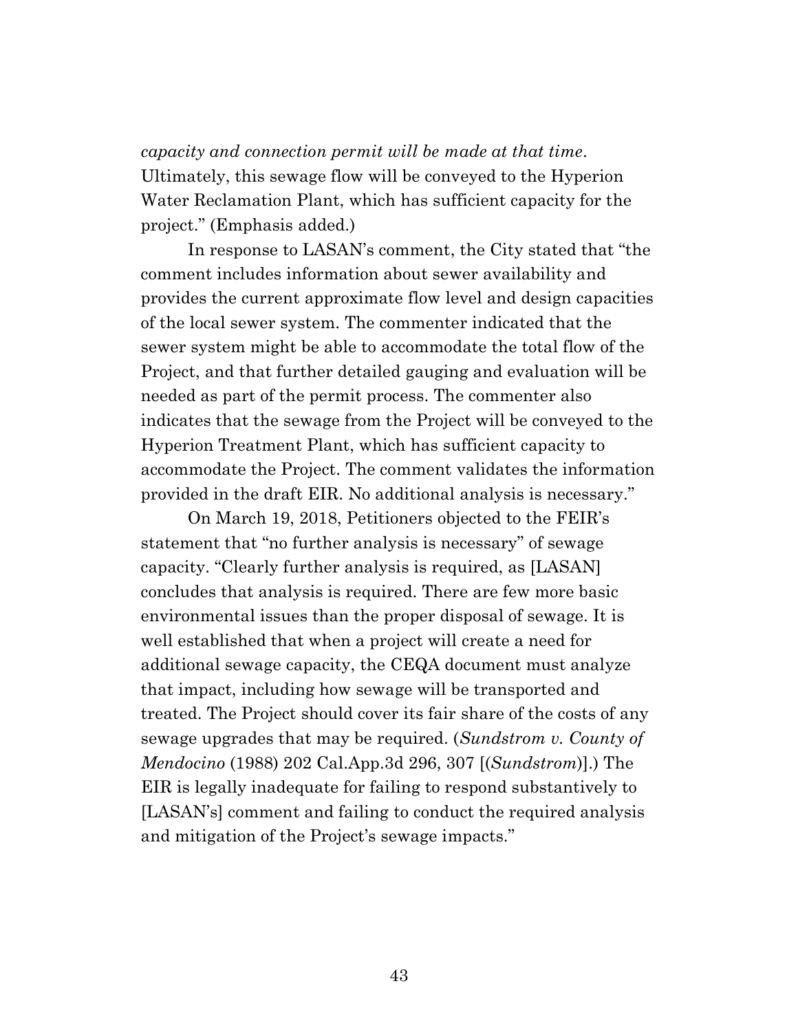*capacity and connection permit will be made at that time*. Ultimately, this sewage flow will be conveyed to the Hyperion Water Reclamation Plant, which has sufficient capacity for the project." (Emphasis added.)

In response to LASAN's comment, the City stated that "the comment includes information about sewer availability and provides the current approximate flow level and design capacities of the local sewer system. The commenter indicated that the sewer system might be able to accommodate the total flow of the Project, and that further detailed gauging and evaluation will be needed as part of the permit process. The commenter also indicates that the sewage from the Project will be conveyed to the Hyperion Treatment Plant, which has sufficient capacity to accommodate the Project. The comment validates the information provided in the draft EIR. No additional analysis is necessary."

On March 19, 2018, Petitioners objected to the FEIR's statement that "no further analysis is necessary" of sewage capacity. "Clearly further analysis is required, as [LASAN] concludes that analysis is required. There are few more basic environmental issues than the proper disposal of sewage. It is well established that when a project will create a need for additional sewage capacity, the CEQA document must analyze that impact, including how sewage will be transported and treated. The Project should cover its fair share of the costs of any sewage upgrades that may be required. (*Sundstrom v. County of Mendocino* (1988) 202 Cal.App.3d 296, 307 [(*Sundstrom*)].) The EIR is legally inadequate for failing to respond substantively to [LASAN's] comment and failing to conduct the required analysis and mitigation of the Project's sewage impacts."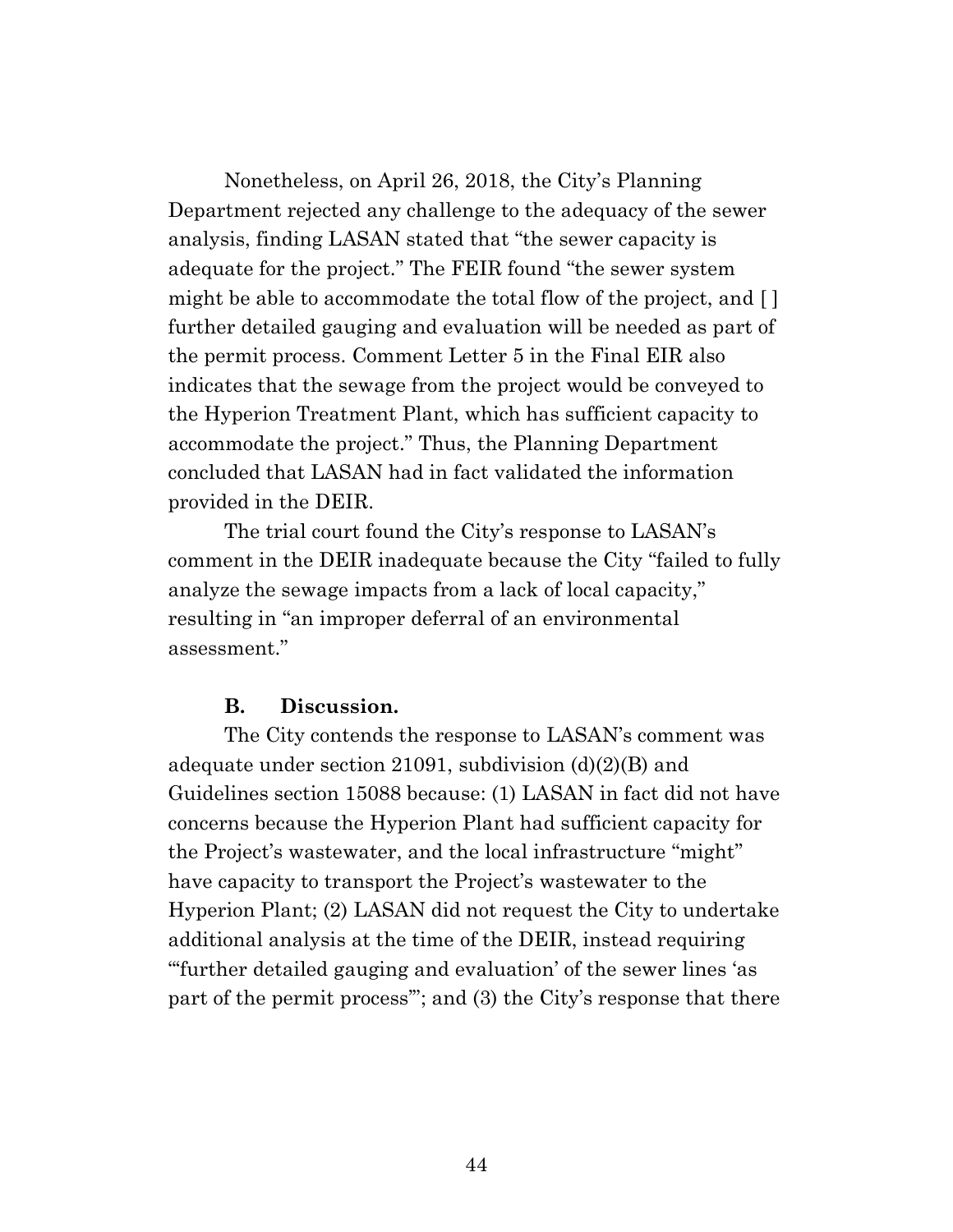Nonetheless, on April 26, 2018, the City's Planning Department rejected any challenge to the adequacy of the sewer analysis, finding LASAN stated that "the sewer capacity is adequate for the project." The FEIR found "the sewer system might be able to accommodate the total flow of the project, and [ ] further detailed gauging and evaluation will be needed as part of the permit process. Comment Letter 5 in the Final EIR also indicates that the sewage from the project would be conveyed to the Hyperion Treatment Plant, which has sufficient capacity to accommodate the project." Thus, the Planning Department concluded that LASAN had in fact validated the information provided in the DEIR.

The trial court found the City's response to LASAN's comment in the DEIR inadequate because the City "failed to fully analyze the sewage impacts from a lack of local capacity," resulting in "an improper deferral of an environmental assessment."

**B. Discussion.**

The City contends the response to LASAN's comment was adequate under section 21091, subdivision (d)(2)(B) and Guidelines section 15088 because: (1) LASAN in fact did not have concerns because the Hyperion Plant had sufficient capacity for the Project's wastewater, and the local infrastructure "might" have capacity to transport the Project's wastewater to the Hyperion Plant; (2) LASAN did not request the City to undertake additional analysis at the time of the DEIR, instead requiring "'further detailed gauging and evaluation' of the sewer lines 'as part of the permit process'"; and (3) the City's response that there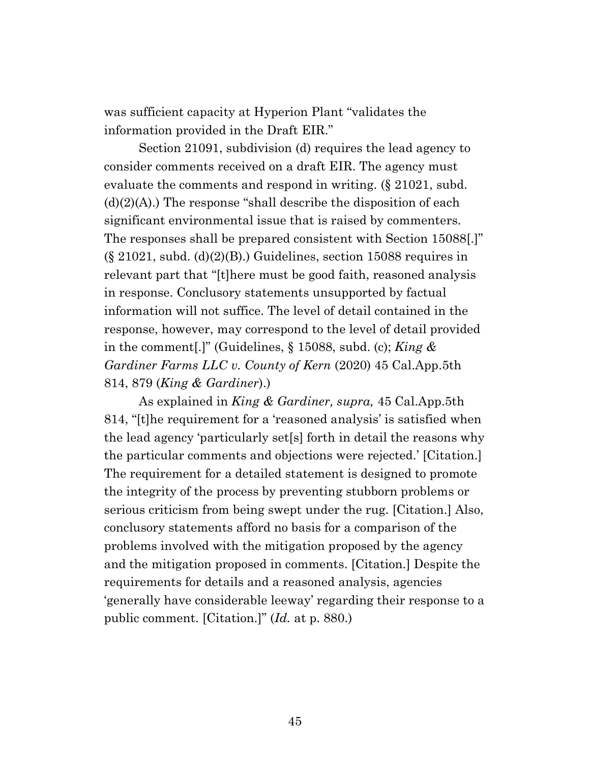was sufficient capacity at Hyperion Plant "validates the information provided in the Draft EIR."

Section 21091, subdivision (d) requires the lead agency to consider comments received on a draft EIR. The agency must evaluate the comments and respond in writing. (§ 21021, subd. (d)(2)(A).) The response "shall describe the disposition of each significant environmental issue that is raised by commenters. The responses shall be prepared consistent with Section 15088[.]" (§ 21021, subd. (d)(2)(B).) Guidelines, section 15088 requires in relevant part that "[t]here must be good faith, reasoned analysis in response. Conclusory statements unsupported by factual information will not suffice. The level of detail contained in the response, however, may correspond to the level of detail provided in the comment[.]" (Guidelines, § 15088, subd. (c); *King & Gardiner Farms LLC v. County of Kern* (2020) 45 Cal.App.5th 814, 879 (*King & Gardiner*).)

As explained in *King & Gardiner, supra,* 45 Cal.App.5th 814, "[t]he requirement for a 'reasoned analysis' is satisfied when the lead agency 'particularly set[s] forth in detail the reasons why the particular comments and objections were rejected.' [Citation.] The requirement for a detailed statement is designed to promote the integrity of the process by preventing stubborn problems or serious criticism from being swept under the rug. [Citation.] Also, conclusory statements afford no basis for a comparison of the problems involved with the mitigation proposed by the agency and the mitigation proposed in comments. [Citation.] Despite the requirements for details and a reasoned analysis, agencies 'generally have considerable leeway' regarding their response to a public comment. [Citation.]" (*Id.* at p. 880.)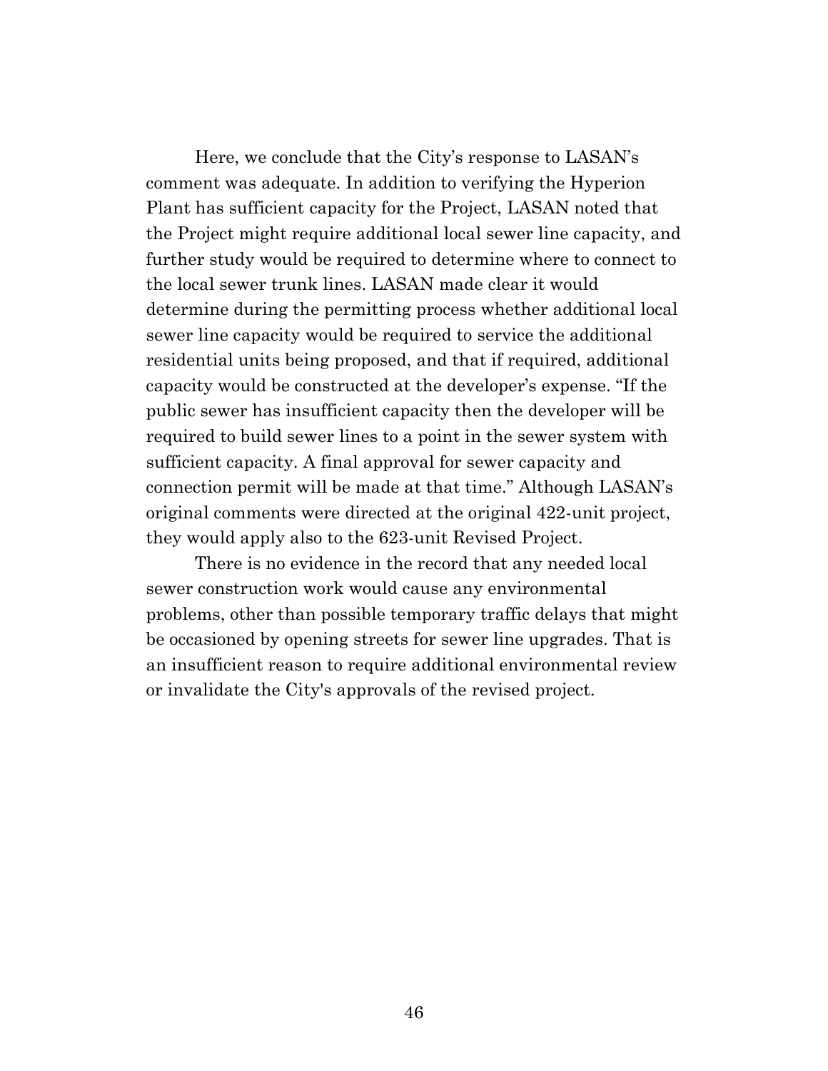Here, we conclude that the City's response to LASAN's comment was adequate. In addition to verifying the Hyperion Plant has sufficient capacity for the Project, LASAN noted that the Project might require additional local sewer line capacity, and further study would be required to determine where to connect to the local sewer trunk lines. LASAN made clear it would determine during the permitting process whether additional local sewer line capacity would be required to service the additional residential units being proposed, and that if required, additional capacity would be constructed at the developer's expense. "If the public sewer has insufficient capacity then the developer will be required to build sewer lines to a point in the sewer system with sufficient capacity. A final approval for sewer capacity and connection permit will be made at that time." Although LASAN's original comments were directed at the original 422-unit project, they would apply also to the 623-unit Revised Project.

There is no evidence in the record that any needed local sewer construction work would cause any environmental problems, other than possible temporary traffic delays that might be occasioned by opening streets for sewer line upgrades. That is an insufficient reason to require additional environmental review or invalidate the City's approvals of the revised project.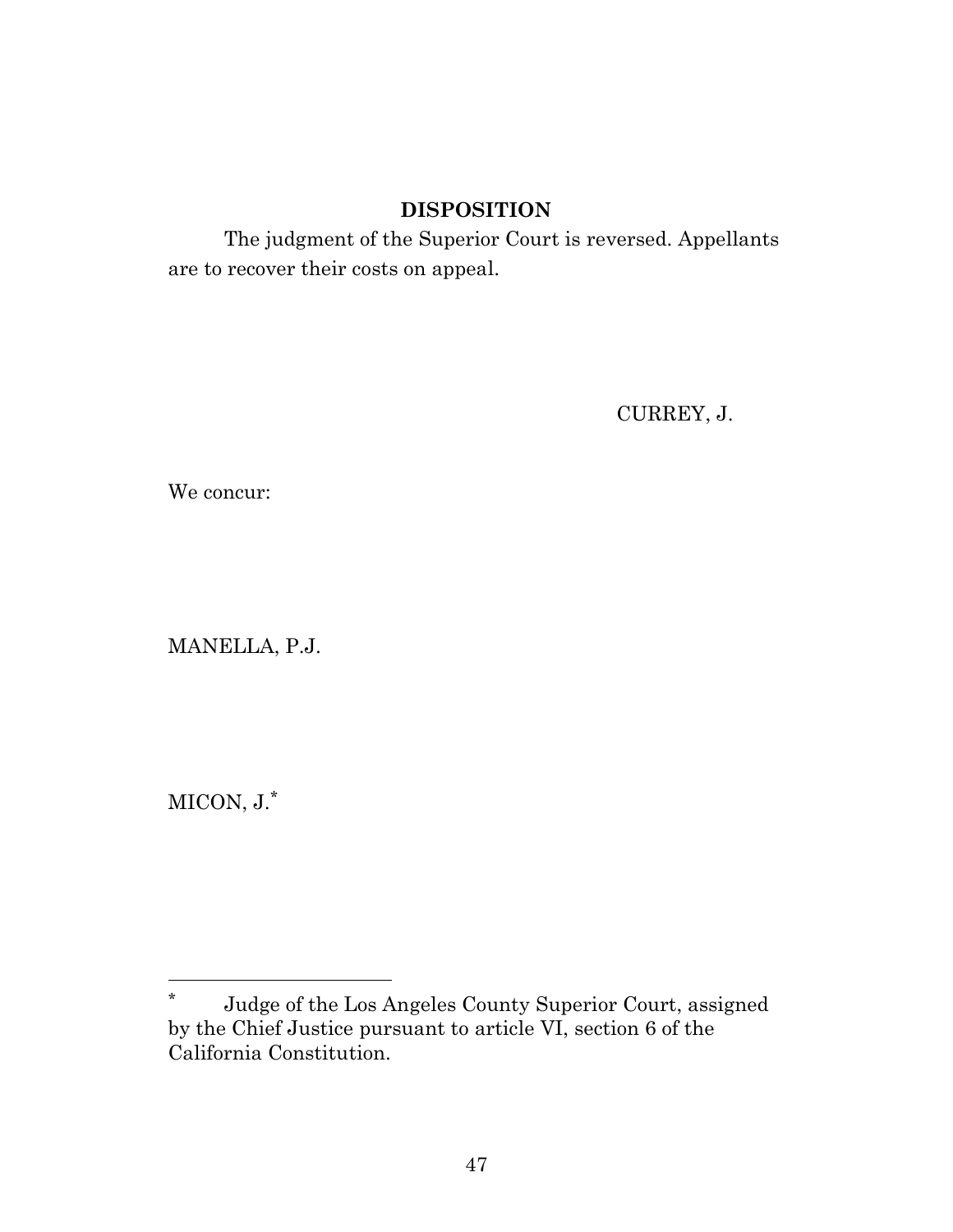## DISPOSITION

The judgment of the Superior Court is reversed. Appellants are to recover their costs on appeal.

CURREY, J.

We concur:

MANELLA, P.J.

MICON, J.*

* Judge of the Los Angeles County Superior Court, assigned by the Chief Justice pursuant to article VI, section 6 of the California Constitution.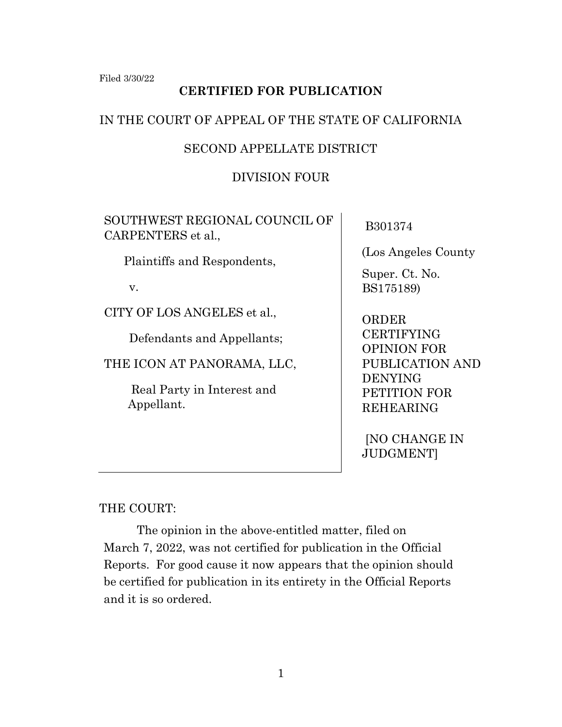Filed 3/30/22

**CERTIFIED FOR PUBLICATION**

IN THE COURT OF APPEAL OF THE STATE OF CALIFORNIA

SECOND APPELLATE DISTRICT

DIVISION FOUR

| | |
|---|---|
| SOUTHWEST REGIONAL COUNCIL OF CARPENTERS et al.,<br><br>Plaintiffs and Respondents,<br><br>v.<br><br>CITY OF LOS ANGELES et al.,<br><br>Defendants and Appellants;<br><br>THE ICON AT PANORAMA, LLC,<br><br>Real Party in Interest and Appellant. | B301374<br><br>(Los Angeles County<br>Super. Ct. No. BS175189)<br><br>ORDER CERTIFYING OPINION FOR PUBLICATION AND DENYING PETITION FOR REHEARING<br><br>[NO CHANGE IN JUDGMENT] |

THE COURT:

The opinion in the above-entitled matter, filed on March 7, 2022, was not certified for publication in the Official Reports. For good cause it now appears that the opinion should be certified for publication in its entirety in the Official Reports and it is so ordered.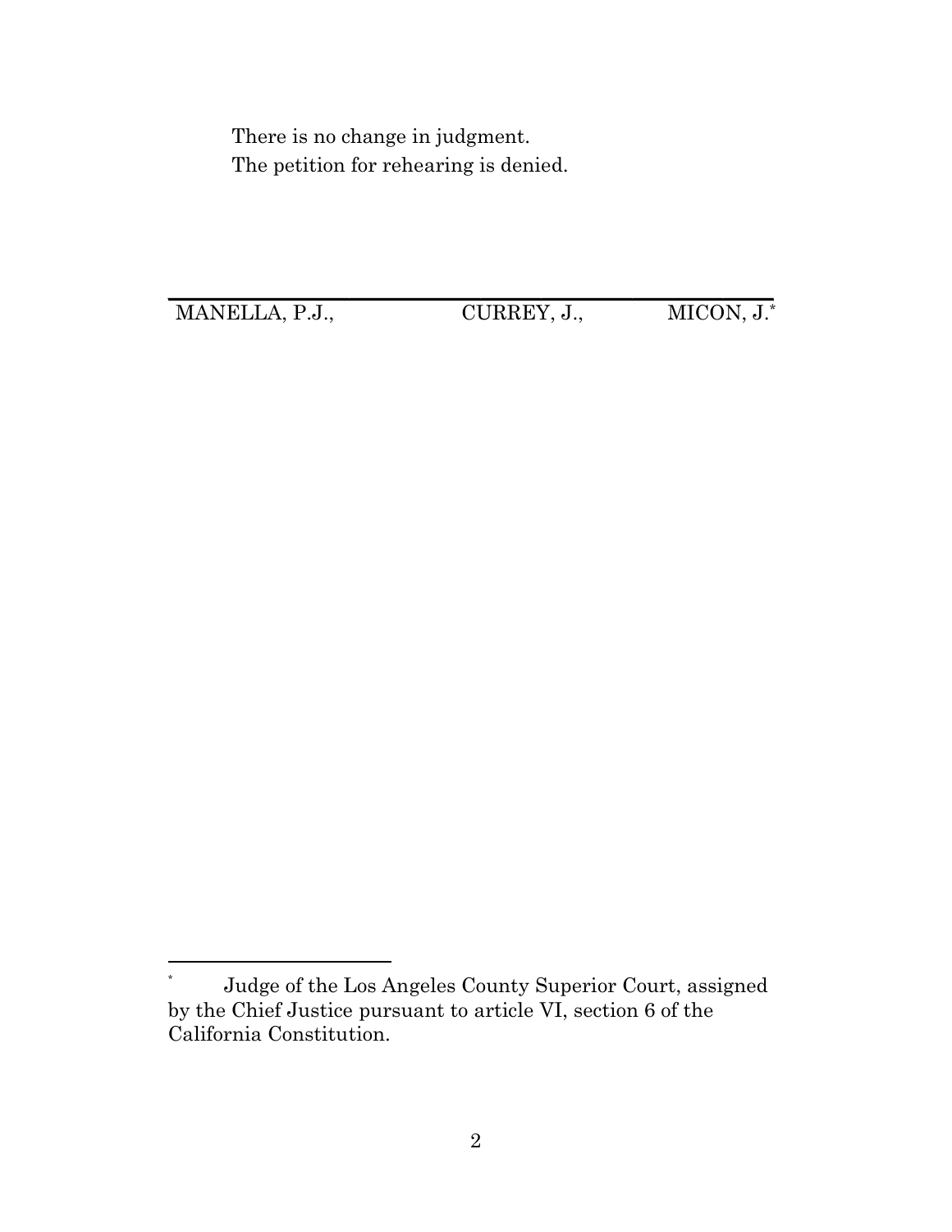There is no change in judgment.

The petition for rehearing is denied.

MANELLA, P.J., CURREY, J., MICON, J.*

---

\* Judge of the Los Angeles County Superior Court, assigned by the Chief Justice pursuant to article VI, section 6 of the California Constitution.